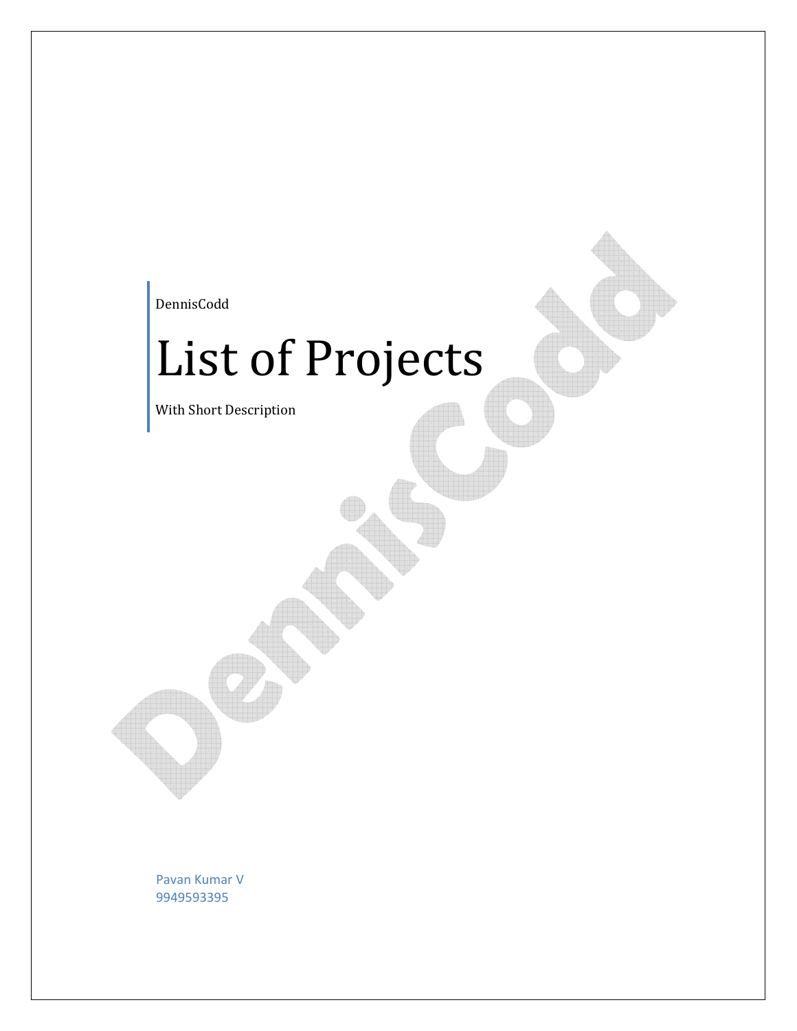DennisCodd

# List of Projects

With Short Description

Pavan Kumar V
9949593395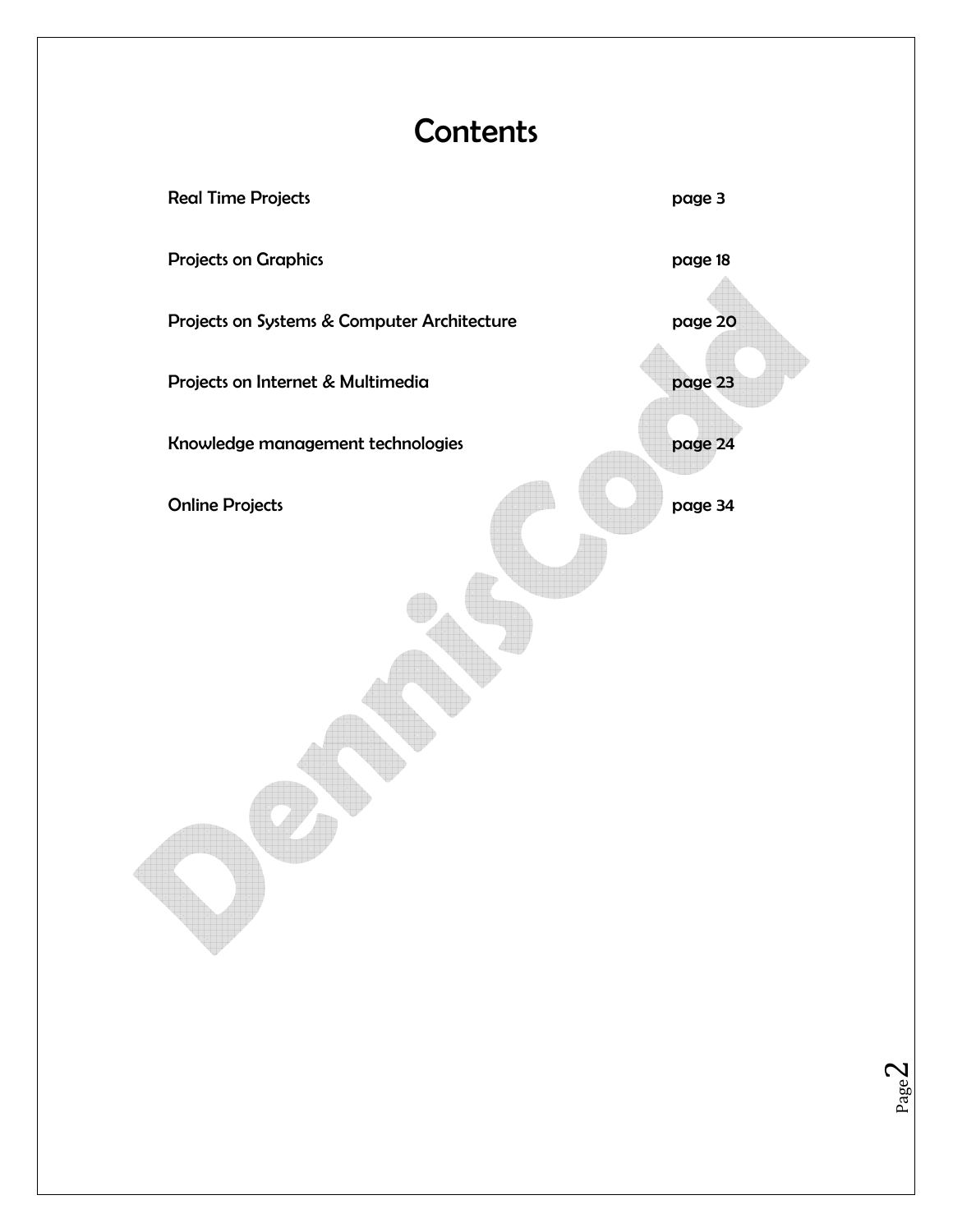# Contents

| | |
|---|---|
| Real Time Projects | page 3 |
| Projects on Graphics | page 18 |
| Projects on Systems & Computer Architecture | page 20 |
| Projects on Internet & Multimedia | page 23 |
| Knowledge management technologies | page 24 |
| Online Projects | page 34 |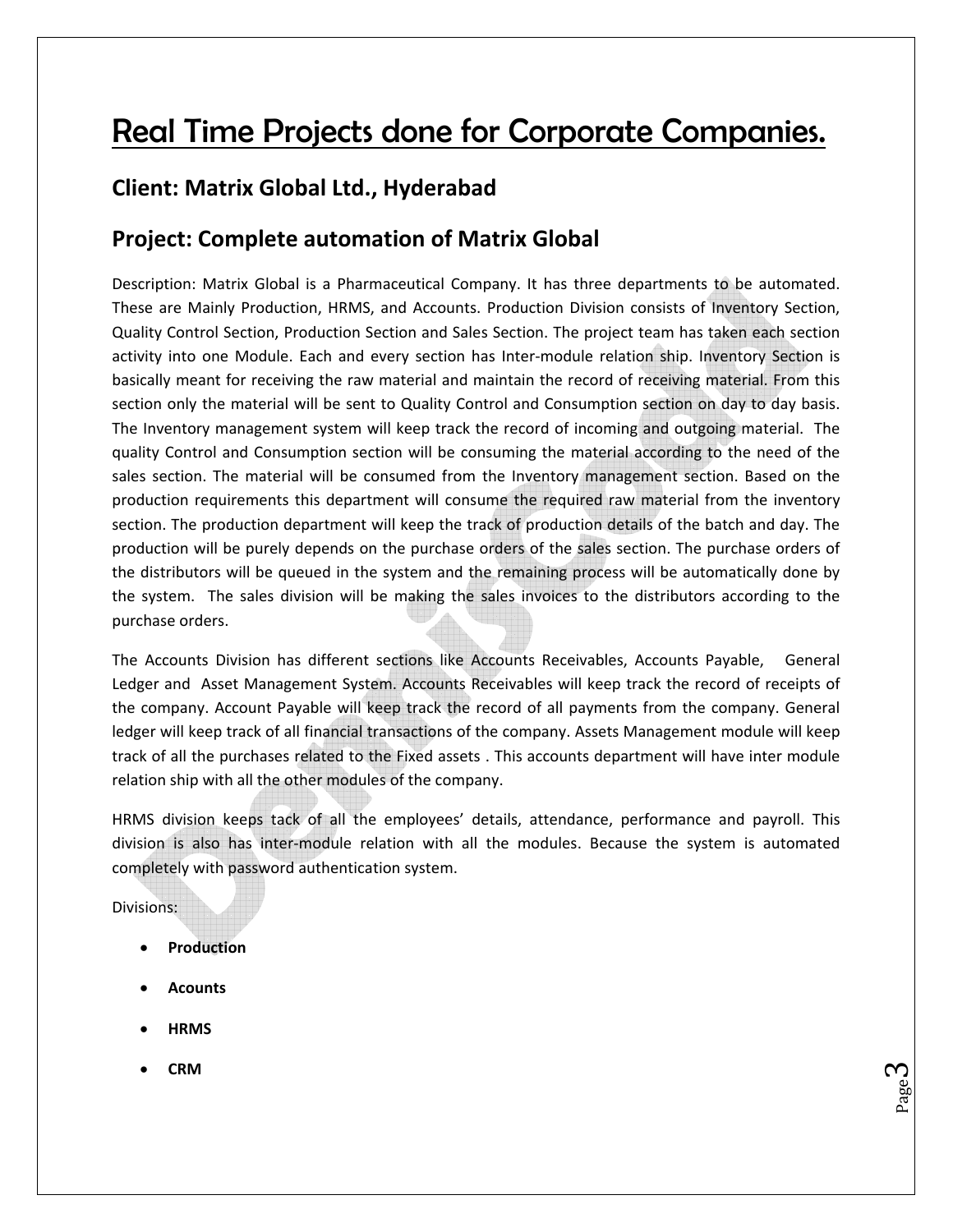# Real Time Projects done for Corporate Companies.

## Client: Matrix Global Ltd., Hyderabad

## Project: Complete automation of Matrix Global

Description: Matrix Global is a Pharmaceutical Company. It has three departments to be automated. These are Mainly Production, HRMS, and Accounts. Production Division consists of Inventory Section, Quality Control Section, Production Section and Sales Section. The project team has taken each section activity into one Module. Each and every section has Inter-module relation ship. Inventory Section is basically meant for receiving the raw material and maintain the record of receiving material. From this section only the material will be sent to Quality Control and Consumption section on day to day basis. The Inventory management system will keep track the record of incoming and outgoing material. The quality Control and Consumption section will be consuming the material according to the need of the sales section. The material will be consumed from the Inventory management section. Based on the production requirements this department will consume the required raw material from the inventory section. The production department will keep the track of production details of the batch and day. The production will be purely depends on the purchase orders of the sales section. The purchase orders of the distributors will be queued in the system and the remaining process will be automatically done by the system. The sales division will be making the sales invoices to the distributors according to the purchase orders.

The Accounts Division has different sections like Accounts Receivables, Accounts Payable, General Ledger and Asset Management System. Accounts Receivables will keep track the record of receipts of the company. Account Payable will keep track the record of all payments from the company. General ledger will keep track of all financial transactions of the company. Assets Management module will keep track of all the purchases related to the Fixed assets . This accounts department will have inter module relation ship with all the other modules of the company.

HRMS division keeps tack of all the employees' details, attendance, performance and payroll. This division is also has inter-module relation with all the modules. Because the system is automated completely with password authentication system.

Divisions:

- **Production**
- **Acounts**
- **HRMS**
- **CRM**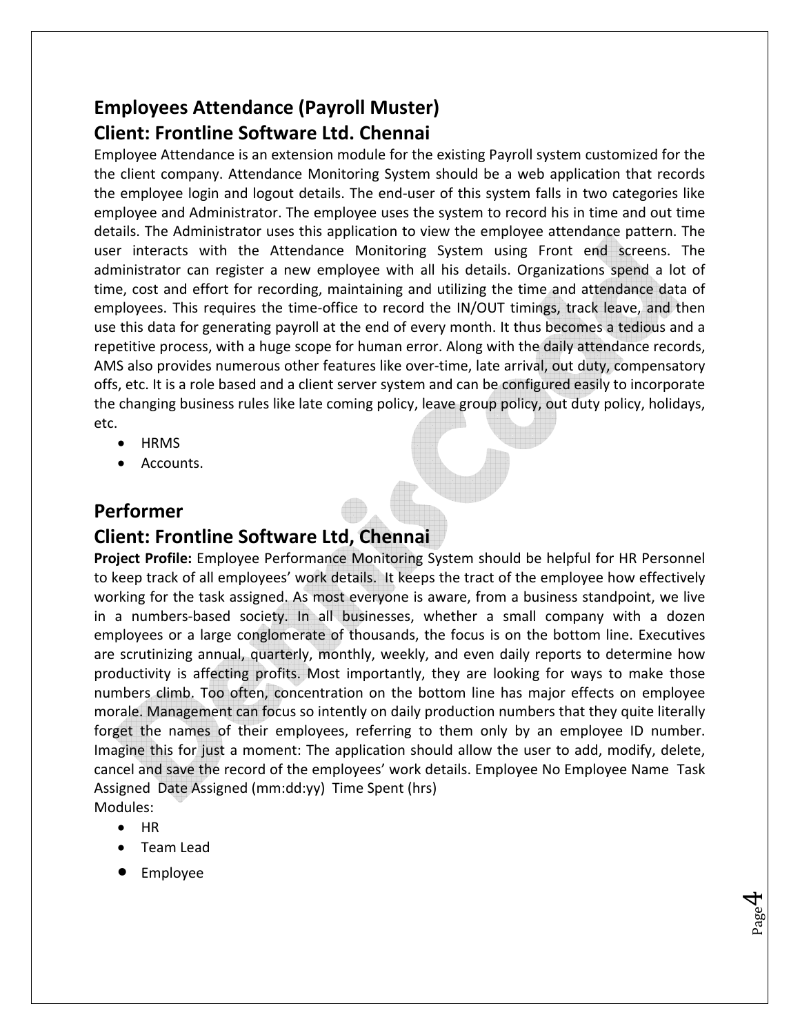## Employees Attendance (Payroll Muster)
## Client: Frontline Software Ltd. Chennai

Employee Attendance is an extension module for the existing Payroll system customized for the the client company. Attendance Monitoring System should be a web application that records the employee login and logout details. The end-user of this system falls in two categories like employee and Administrator. The employee uses the system to record his in time and out time details. The Administrator uses this application to view the employee attendance pattern. The user interacts with the Attendance Monitoring System using Front end screens. The administrator can register a new employee with all his details. Organizations spend a lot of time, cost and effort for recording, maintaining and utilizing the time and attendance data of employees. This requires the time-office to record the IN/OUT timings, track leave, and then use this data for generating payroll at the end of every month. It thus becomes a tedious and a repetitive process, with a huge scope for human error. Along with the daily attendance records, AMS also provides numerous other features like over-time, late arrival, out duty, compensatory offs, etc. It is a role based and a client server system and can be configured easily to incorporate the changing business rules like late coming policy, leave group policy, out duty policy, holidays, etc.

- HRMS
- Accounts.

## Performer
## Client: Frontline Software Ltd, Chennai

**Project Profile:** Employee Performance Monitoring System should be helpful for HR Personnel to keep track of all employees' work details. It keeps the tract of the employee how effectively working for the task assigned. As most everyone is aware, from a business standpoint, we live in a numbers-based society. In all businesses, whether a small company with a dozen employees or a large conglomerate of thousands, the focus is on the bottom line. Executives are scrutinizing annual, quarterly, monthly, weekly, and even daily reports to determine how productivity is affecting profits. Most importantly, they are looking for ways to make those numbers climb. Too often, concentration on the bottom line has major effects on employee morale. Management can focus so intently on daily production numbers that they quite literally forget the names of their employees, referring to them only by an employee ID number. Imagine this for just a moment: The application should allow the user to add, modify, delete, cancel and save the record of the employees' work details. Employee No Employee Name Task Assigned Date Assigned (mm:dd:yy) Time Spent (hrs)

Modules:

- HR
- Team Lead
- Employee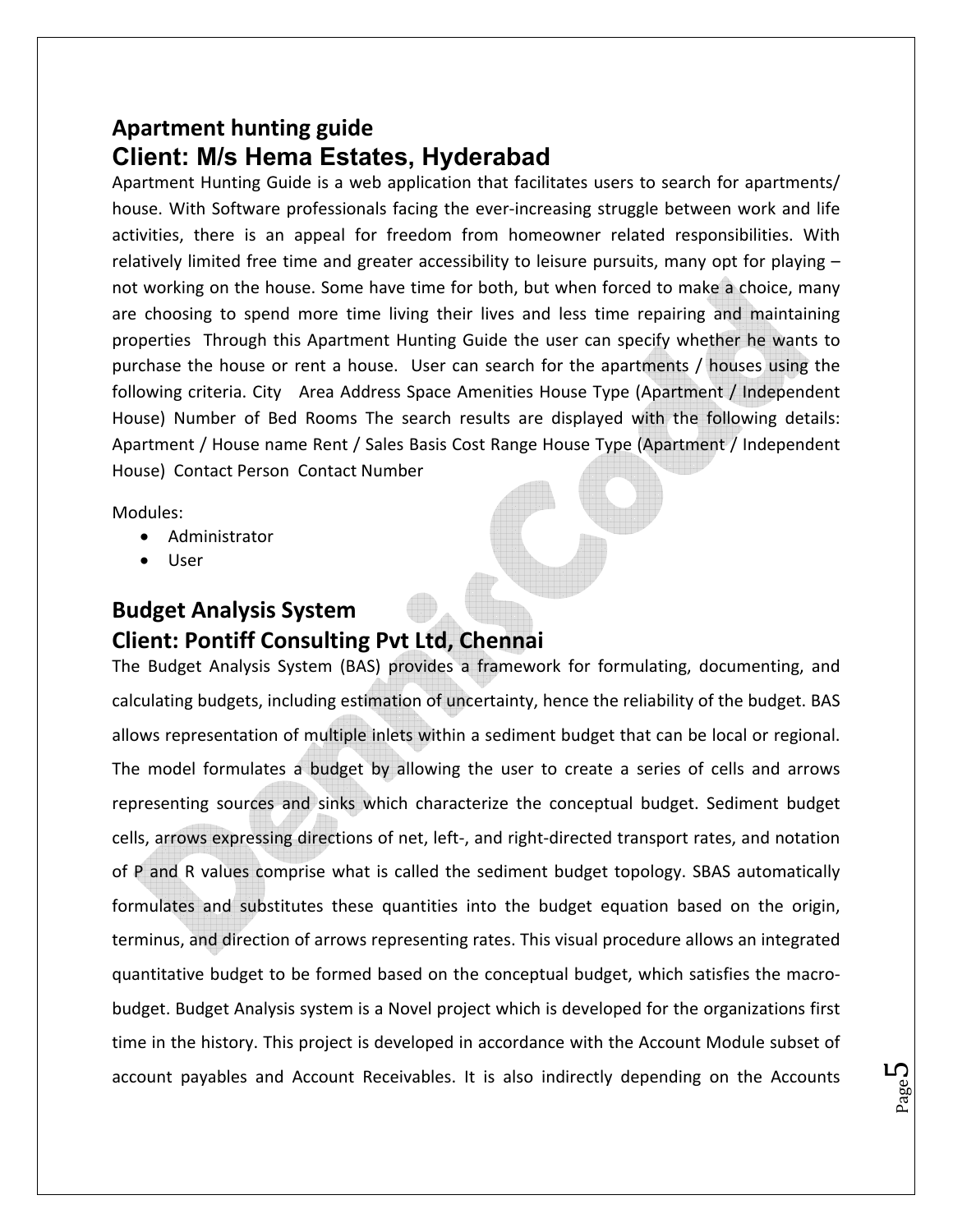## Apartment hunting guide

## Client: M/s Hema Estates, Hyderabad

Apartment Hunting Guide is a web application that facilitates users to search for apartments/ house. With Software professionals facing the ever-increasing struggle between work and life activities, there is an appeal for freedom from homeowner related responsibilities. With relatively limited free time and greater accessibility to leisure pursuits, many opt for playing – not working on the house. Some have time for both, but when forced to make a choice, many are choosing to spend more time living their lives and less time repairing and maintaining properties Through this Apartment Hunting Guide the user can specify whether he wants to purchase the house or rent a house. User can search for the apartments / houses using the following criteria. City Area Address Space Amenities House Type (Apartment / Independent House) Number of Bed Rooms The search results are displayed with the following details: Apartment / House name Rent / Sales Basis Cost Range House Type (Apartment / Independent House) Contact Person Contact Number

Modules:

- Administrator
- User

## Budget Analysis System

## Client: Pontiff Consulting Pvt Ltd, Chennai

The Budget Analysis System (BAS) provides a framework for formulating, documenting, and calculating budgets, including estimation of uncertainty, hence the reliability of the budget. BAS allows representation of multiple inlets within a sediment budget that can be local or regional. The model formulates a budget by allowing the user to create a series of cells and arrows representing sources and sinks which characterize the conceptual budget. Sediment budget cells, arrows expressing directions of net, left-, and right-directed transport rates, and notation of P and R values comprise what is called the sediment budget topology. SBAS automatically formulates and substitutes these quantities into the budget equation based on the origin, terminus, and direction of arrows representing rates. This visual procedure allows an integrated quantitative budget to be formed based on the conceptual budget, which satisfies the macro-budget. Budget Analysis system is a Novel project which is developed for the organizations first time in the history. This project is developed in accordance with the Account Module subset of account payables and Account Receivables. It is also indirectly depending on the Accounts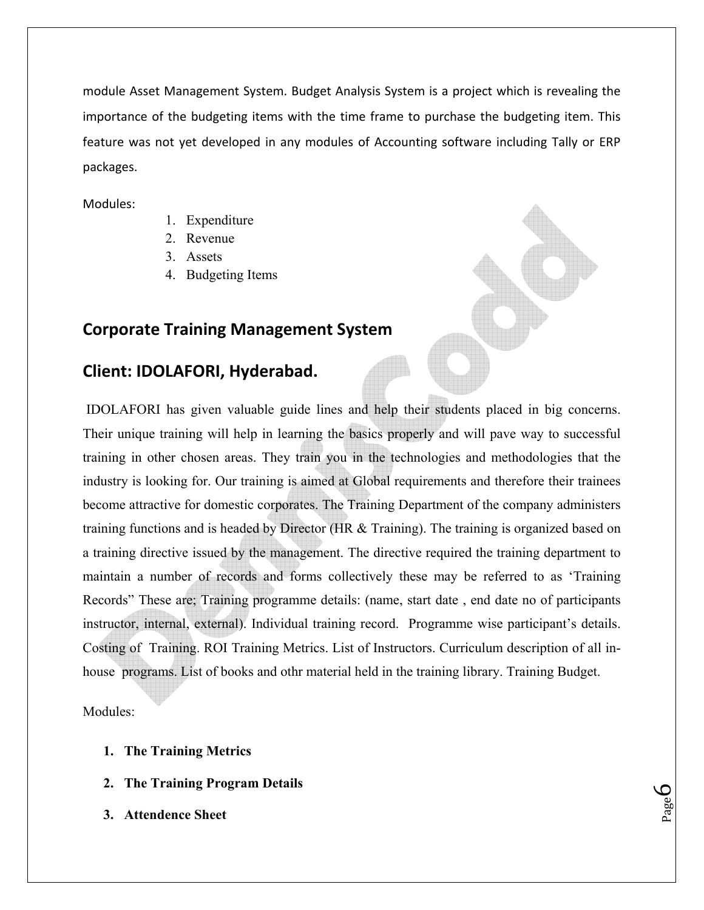module Asset Management System. Budget Analysis System is a project which is revealing the importance of the budgeting items with the time frame to purchase the budgeting item. This feature was not yet developed in any modules of Accounting software including Tally or ERP packages.

Modules:

1. Expenditure
2. Revenue
3. Assets
4. Budgeting Items

## Corporate Training Management System

## Client: IDOLAFORI, Hyderabad.

IDOLAFORI has given valuable guide lines and help their students placed in big concerns. Their unique training will help in learning the basics properly and will pave way to successful training in other chosen areas. They train you in the technologies and methodologies that the industry is looking for. Our training is aimed at Global requirements and therefore their trainees become attractive for domestic corporates. The Training Department of the company administers training functions and is headed by Director (HR & Training). The training is organized based on a training directive issued by the management. The directive required the training department to maintain a number of records and forms collectively these may be referred to as 'Training Records" These are; Training programme details: (name, start date , end date no of participants instructor, internal, external). Individual training record. Programme wise participant's details. Costing of Training. ROI Training Metrics. List of Instructors. Curriculum description of all in-house programs. List of books and othr material held in the training library. Training Budget.

Modules:

1. **The Training Metrics**
2. **The Training Program Details**
3. **Attendence Sheet**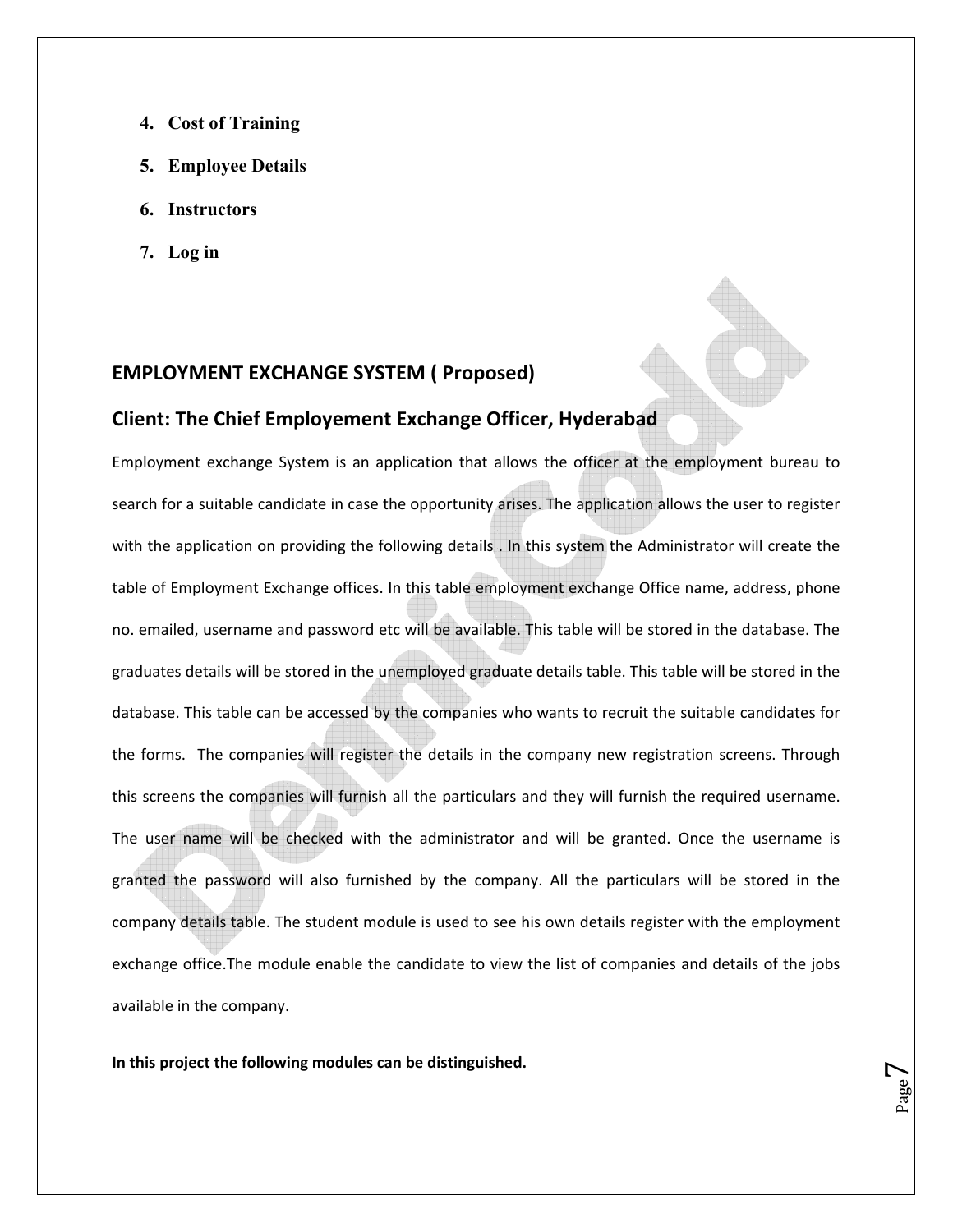4. **Cost of Training**
5. **Employee Details**
6. **Instructors**
7. **Log in**

## EMPLOYMENT EXCHANGE SYSTEM ( Proposed)

## Client: The Chief Employement Exchange Officer, Hyderabad

Employment exchange System is an application that allows the officer at the employment bureau to search for a suitable candidate in case the opportunity arises. The application allows the user to register with the application on providing the following details . In this system the Administrator will create the table of Employment Exchange offices. In this table employment exchange Office name, address, phone no. emailed, username and password etc will be available. This table will be stored in the database. The graduates details will be stored in the unemployed graduate details table. This table will be stored in the database. This table can be accessed by the companies who wants to recruit the suitable candidates for the forms. The companies will register the details in the company new registration screens. Through this screens the companies will furnish all the particulars and they will furnish the required username. The user name will be checked with the administrator and will be granted. Once the username is granted the password will also furnished by the company. All the particulars will be stored in the company details table. The student module is used to see his own details register with the employment exchange office.The module enable the candidate to view the list of companies and details of the jobs available in the company.

**In this project the following modules can be distinguished.**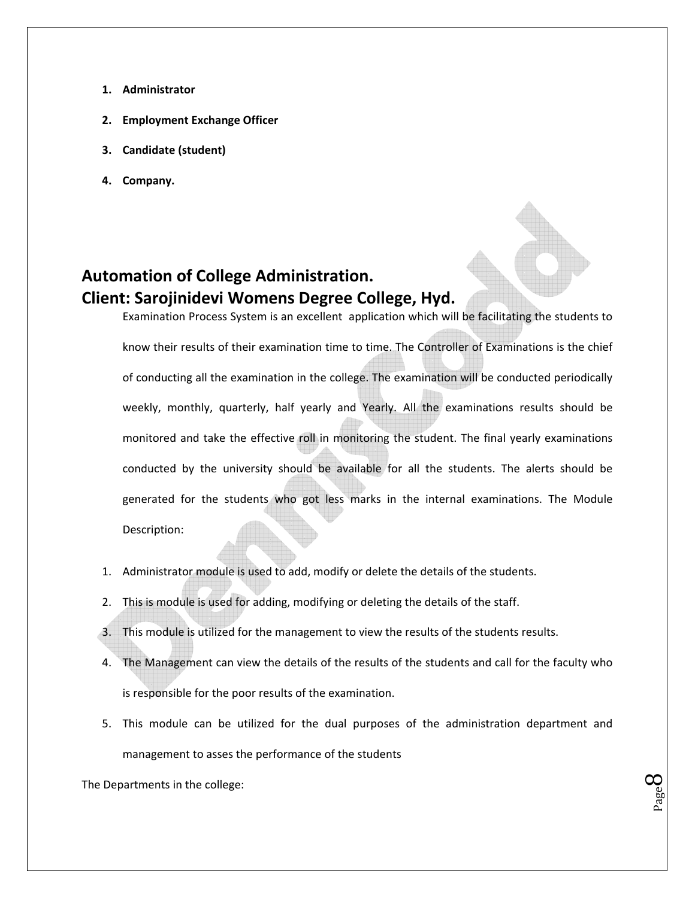1. **Administrator**
2. **Employment Exchange Officer**
3. **Candidate (student)**
4. **Company.**

## Automation of College Administration.
## Client: Sarojinidevi Womens Degree College, Hyd.

Examination Process System is an excellent application which will be facilitating the students to know their results of their examination time to time. The Controller of Examinations is the chief of conducting all the examination in the college. The examination will be conducted periodically weekly, monthly, quarterly, half yearly and Yearly. All the examinations results should be monitored and take the effective roll in monitoring the student. The final yearly examinations conducted by the university should be available for all the students. The alerts should be generated for the students who got less marks in the internal examinations. The Module Description:

1. Administrator module is used to add, modify or delete the details of the students.
2. This is module is used for adding, modifying or deleting the details of the staff.
3. This module is utilized for the management to view the results of the students results.
4. The Management can view the details of the results of the students and call for the faculty who is responsible for the poor results of the examination.
5. This module can be utilized for the dual purposes of the administration department and management to asses the performance of the students

The Departments in the college: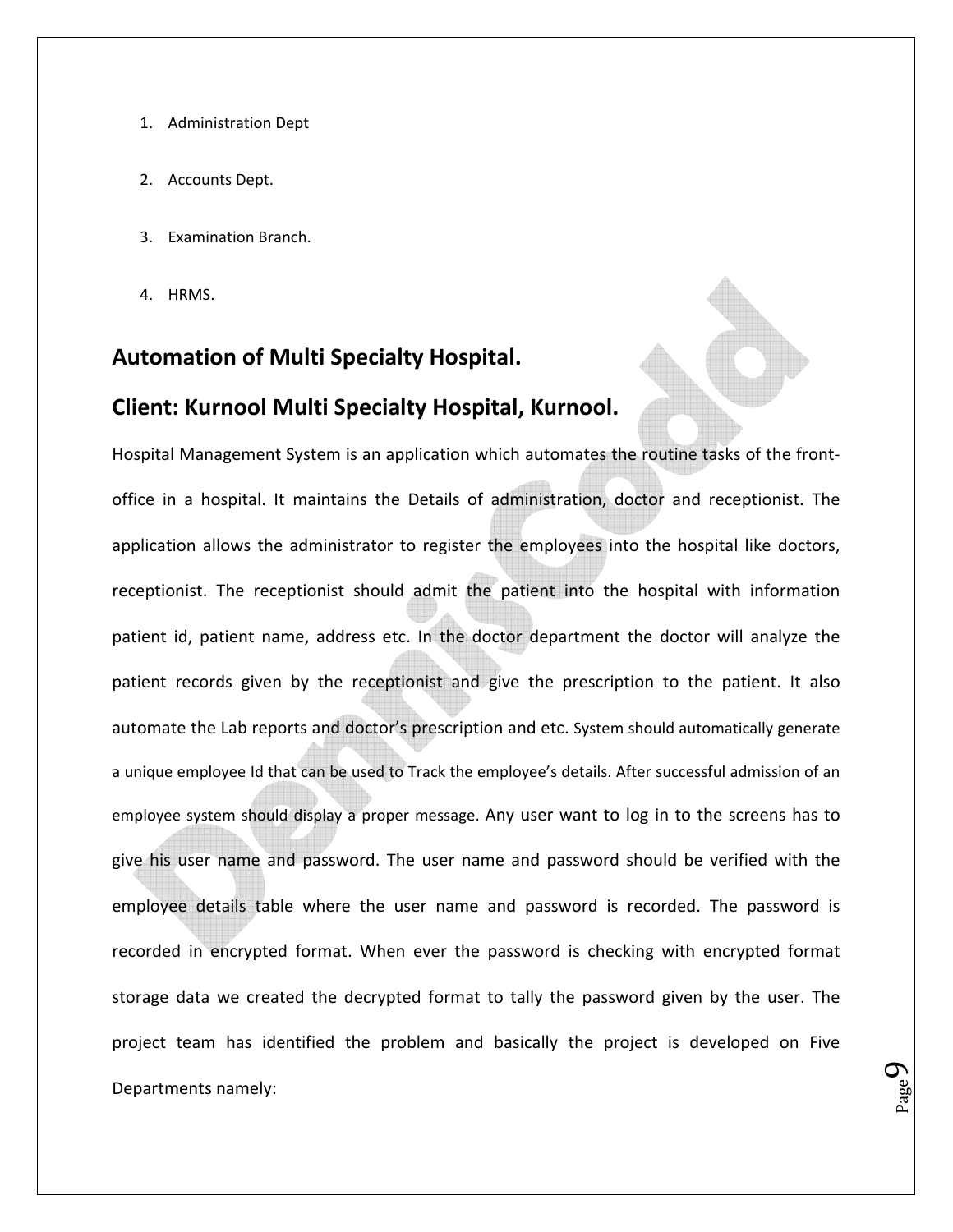1. Administration Dept
2. Accounts Dept.
3. Examination Branch.
4. HRMS.

## Automation of Multi Specialty Hospital.

## Client: Kurnool Multi Specialty Hospital, Kurnool.

Hospital Management System is an application which automates the routine tasks of the front-office in a hospital. It maintains the Details of administration, doctor and receptionist. The application allows the administrator to register the employees into the hospital like doctors, receptionist. The receptionist should admit the patient into the hospital with information patient id, patient name, address etc. In the doctor department the doctor will analyze the patient records given by the receptionist and give the prescription to the patient. It also automate the Lab reports and doctor's prescription and etc. System should automatically generate a unique employee Id that can be used to Track the employee's details. After successful admission of an employee system should display a proper message. Any user want to log in to the screens has to give his user name and password. The user name and password should be verified with the employee details table where the user name and password is recorded. The password is recorded in encrypted format. When ever the password is checking with encrypted format storage data we created the decrypted format to tally the password given by the user. The project team has identified the problem and basically the project is developed on Five Departments namely: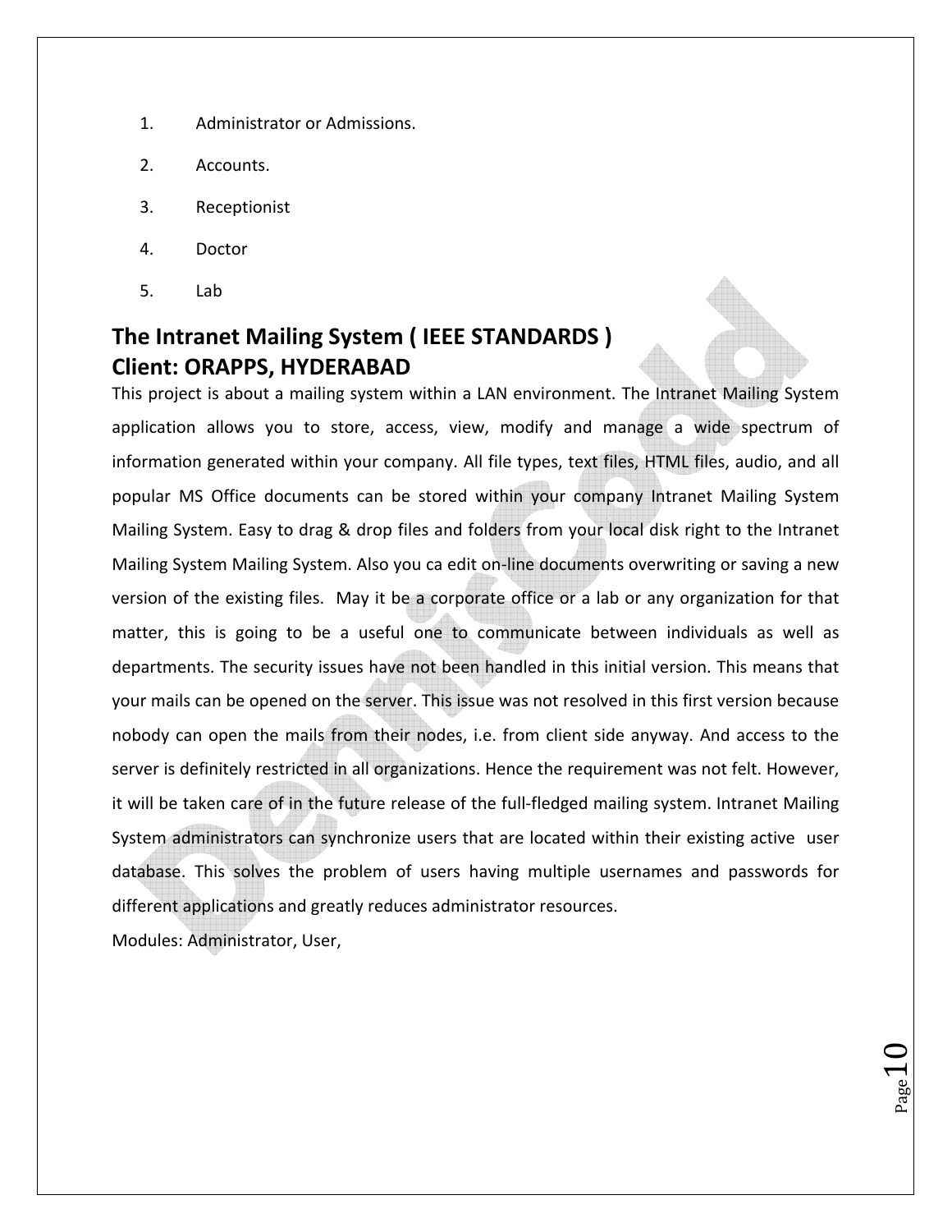1. Administrator or Admissions.
2. Accounts.
3. Receptionist
4. Doctor
5. Lab

## The Intranet Mailing System ( IEEE STANDARDS )
## Client: ORAPPS, HYDERABAD

This project is about a mailing system within a LAN environment. The Intranet Mailing System application allows you to store, access, view, modify and manage a wide spectrum of information generated within your company. All file types, text files, HTML files, audio, and all popular MS Office documents can be stored within your company Intranet Mailing System Mailing System. Easy to drag & drop files and folders from your local disk right to the Intranet Mailing System Mailing System. Also you ca edit on-line documents overwriting or saving a new version of the existing files. May it be a corporate office or a lab or any organization for that matter, this is going to be a useful one to communicate between individuals as well as departments. The security issues have not been handled in this initial version. This means that your mails can be opened on the server. This issue was not resolved in this first version because nobody can open the mails from their nodes, i.e. from client side anyway. And access to the server is definitely restricted in all organizations. Hence the requirement was not felt. However, it will be taken care of in the future release of the full-fledged mailing system. Intranet Mailing System administrators can synchronize users that are located within their existing active user database. This solves the problem of users having multiple usernames and passwords for different applications and greatly reduces administrator resources.

Modules: Administrator, User,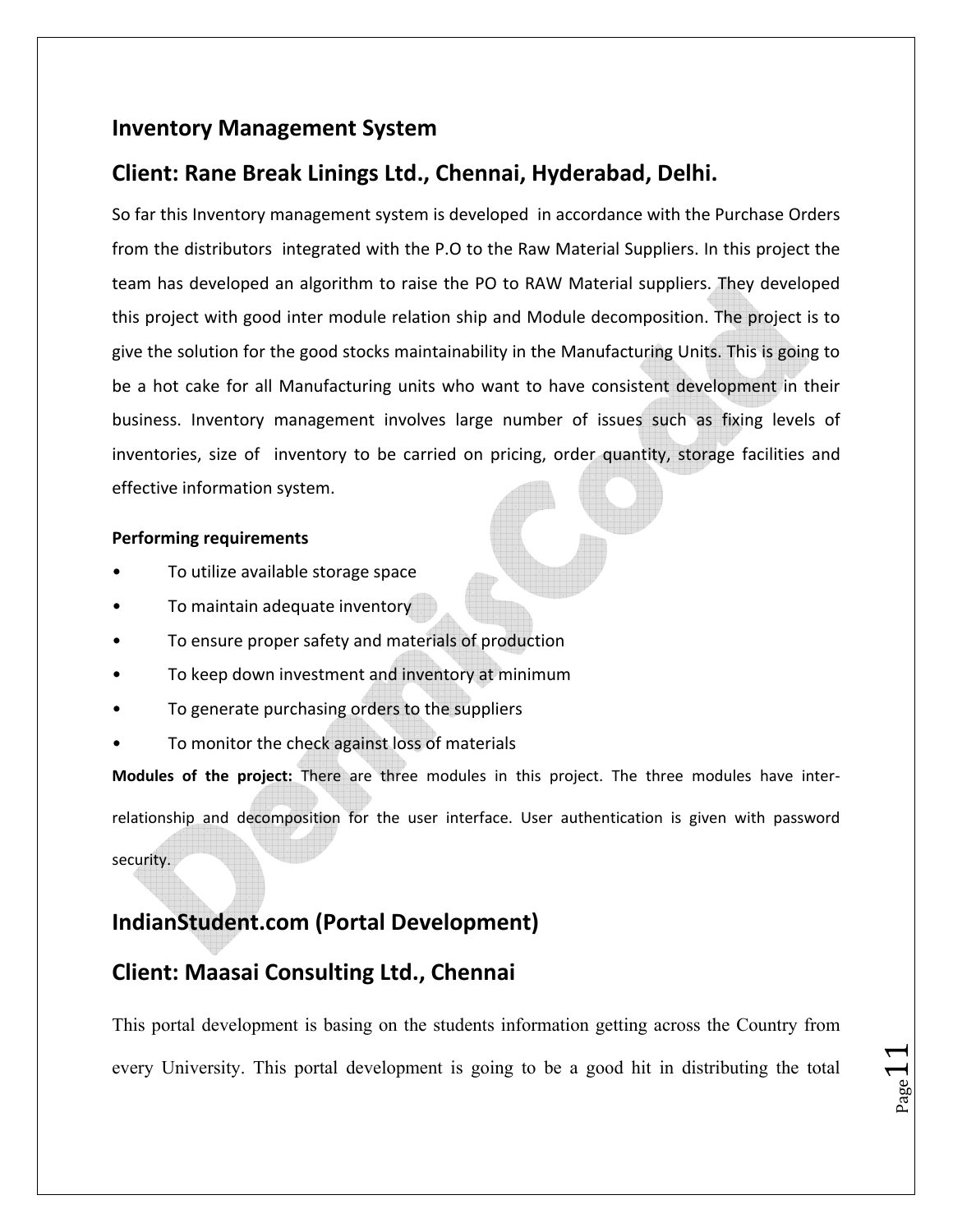## Inventory Management System

## Client: Rane Break Linings Ltd., Chennai, Hyderabad, Delhi.

So far this Inventory management system is developed in accordance with the Purchase Orders from the distributors integrated with the P.O to the Raw Material Suppliers. In this project the team has developed an algorithm to raise the PO to RAW Material suppliers. They developed this project with good inter module relation ship and Module decomposition. The project is to give the solution for the good stocks maintainability in the Manufacturing Units. This is going to be a hot cake for all Manufacturing units who want to have consistent development in their business. Inventory management involves large number of issues such as fixing levels of inventories, size of inventory to be carried on pricing, order quantity, storage facilities and effective information system.

**Performing requirements**

- To utilize available storage space
- To maintain adequate inventory
- To ensure proper safety and materials of production
- To keep down investment and inventory at minimum
- To generate purchasing orders to the suppliers
- To monitor the check against loss of materials

**Modules of the project:** There are three modules in this project. The three modules have inter-relationship and decomposition for the user interface. User authentication is given with password security.

## IndianStudent.com (Portal Development)

## Client: Maasai Consulting Ltd., Chennai

This portal development is basing on the students information getting across the Country from every University. This portal development is going to be a good hit in distributing the total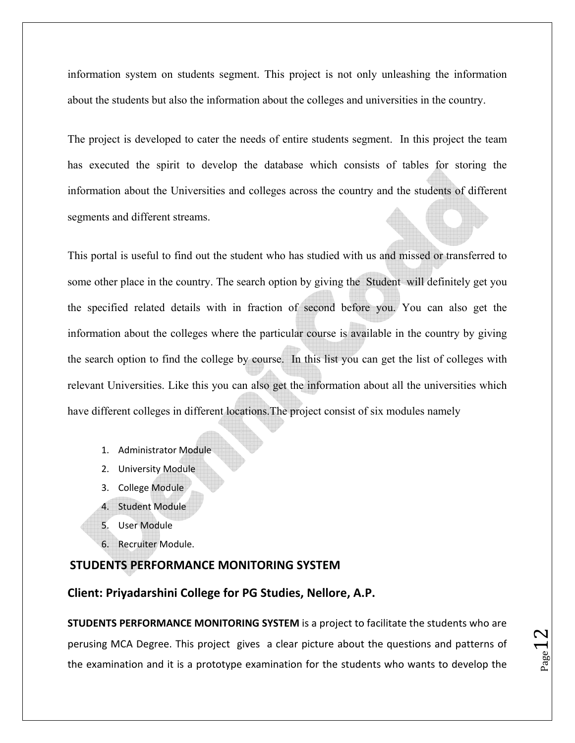information system on students segment. This project is not only unleashing the information about the students but also the information about the colleges and universities in the country.

The project is developed to cater the needs of entire students segment. In this project the team has executed the spirit to develop the database which consists of tables for storing the information about the Universities and colleges across the country and the students of different segments and different streams.

This portal is useful to find out the student who has studied with us and missed or transferred to some other place in the country. The search option by giving the Student will definitely get you the specified related details with in fraction of second before you. You can also get the information about the colleges where the particular course is available in the country by giving the search option to find the college by course. In this list you can get the list of colleges with relevant Universities. Like this you can also get the information about all the universities which have different colleges in different locations.The project consist of six modules namely

1. Administrator Module
2. University Module
3. College Module
4. Student Module
5. User Module
6. Recruiter Module.

## STUDENTS PERFORMANCE MONITORING SYSTEM

### Client: Priyadarshini College for PG Studies, Nellore, A.P.

**STUDENTS PERFORMANCE MONITORING SYSTEM** is a project to facilitate the students who are perusing MCA Degree. This project gives a clear picture about the questions and patterns of the examination and it is a prototype examination for the students who wants to develop the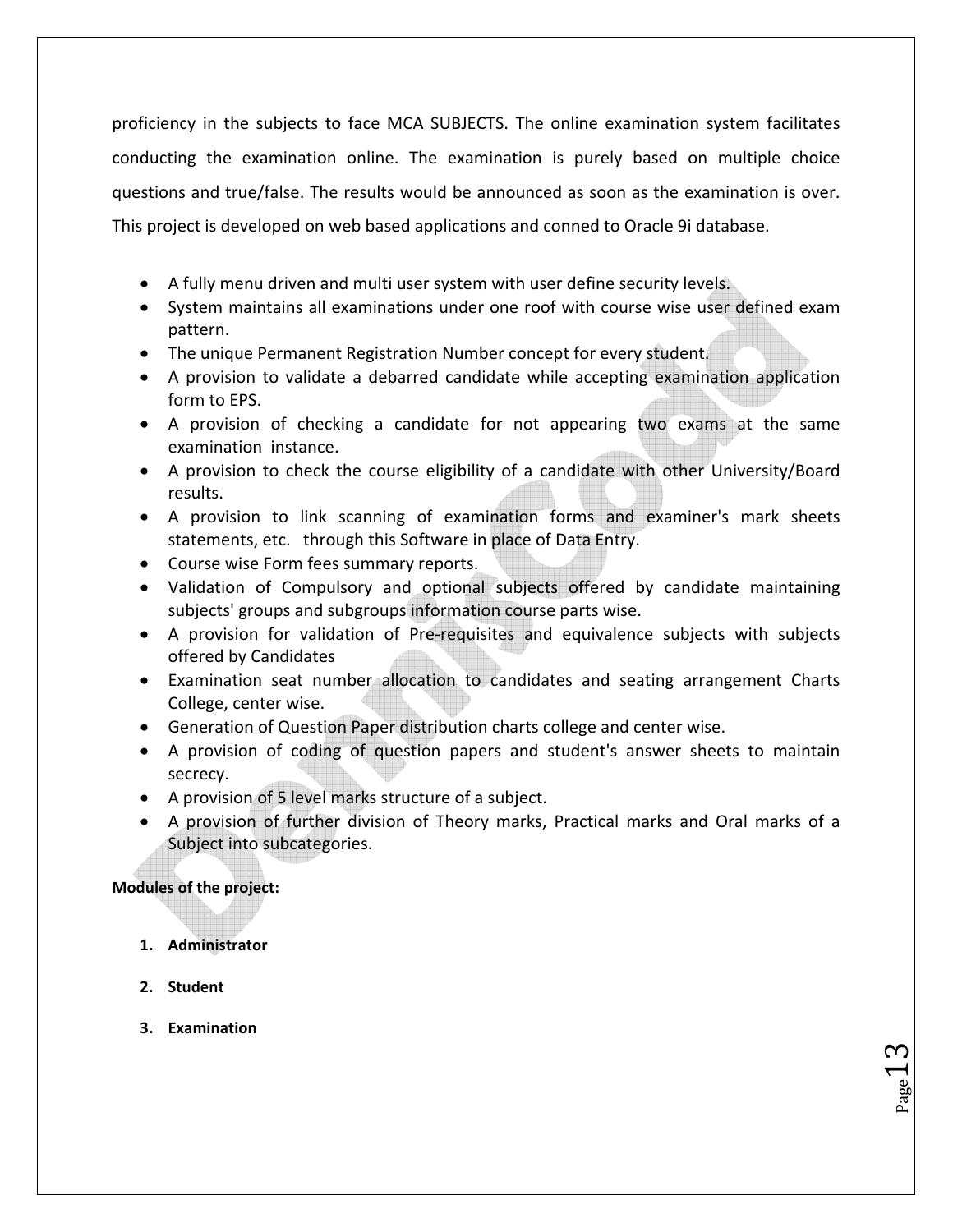proficiency in the subjects to face MCA SUBJECTS. The online examination system facilitates conducting the examination online. The examination is purely based on multiple choice questions and true/false. The results would be announced as soon as the examination is over. This project is developed on web based applications and conned to Oracle 9i database.

- A fully menu driven and multi user system with user define security levels.
- System maintains all examinations under one roof with course wise user defined exam pattern.
- The unique Permanent Registration Number concept for every student.
- A provision to validate a debarred candidate while accepting examination application form to EPS.
- A provision of checking a candidate for not appearing two exams at the same examination instance.
- A provision to check the course eligibility of a candidate with other University/Board results.
- A provision to link scanning of examination forms and examiner's mark sheets statements, etc. through this Software in place of Data Entry.
- Course wise Form fees summary reports.
- Validation of Compulsory and optional subjects offered by candidate maintaining subjects' groups and subgroups information course parts wise.
- A provision for validation of Pre-requisites and equivalence subjects with subjects offered by Candidates
- Examination seat number allocation to candidates and seating arrangement Charts College, center wise.
- Generation of Question Paper distribution charts college and center wise.
- A provision of coding of question papers and student's answer sheets to maintain secrecy.
- A provision of 5 level marks structure of a subject.
- A provision of further division of Theory marks, Practical marks and Oral marks of a Subject into subcategories.

**Modules of the project:**

1. **Administrator**
2. **Student**
3. **Examination**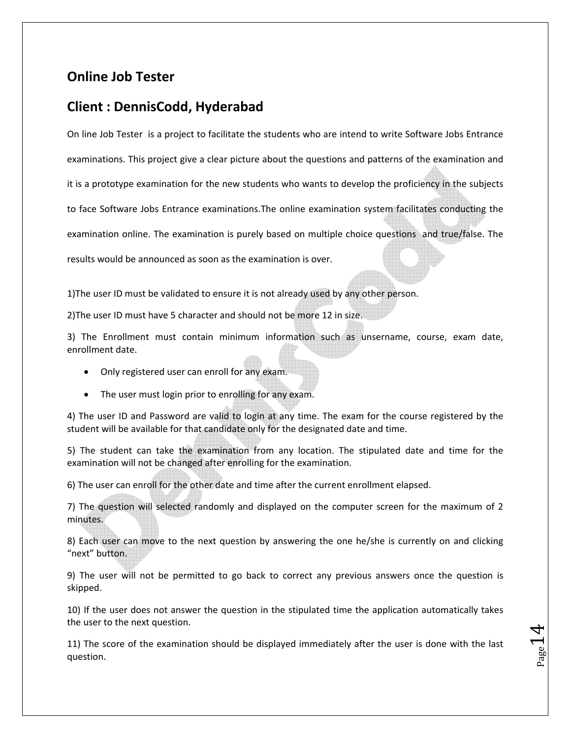## Online Job Tester

## Client : DennisCodd, Hyderabad

On line Job Tester is a project to facilitate the students who are intend to write Software Jobs Entrance examinations. This project give a clear picture about the questions and patterns of the examination and it is a prototype examination for the new students who wants to develop the proficiency in the subjects to face Software Jobs Entrance examinations.The online examination system facilitates conducting the examination online. The examination is purely based on multiple choice questions and true/false. The results would be announced as soon as the examination is over.

1)The user ID must be validated to ensure it is not already used by any other person.

2)The user ID must have 5 character and should not be more 12 in size.

3) The Enrollment must contain minimum information such as unsername, course, exam date, enrollment date.

- Only registered user can enroll for any exam.
- The user must login prior to enrolling for any exam.

4) The user ID and Password are valid to login at any time. The exam for the course registered by the student will be available for that candidate only for the designated date and time.

5) The student can take the examination from any location. The stipulated date and time for the examination will not be changed after enrolling for the examination.

6) The user can enroll for the other date and time after the current enrollment elapsed.

7) The question will selected randomly and displayed on the computer screen for the maximum of 2 minutes.

8) Each user can move to the next question by answering the one he/she is currently on and clicking "next" button.

9) The user will not be permitted to go back to correct any previous answers once the question is skipped.

10) If the user does not answer the question in the stipulated time the application automatically takes the user to the next question.

11) The score of the examination should be displayed immediately after the user is done with the last question.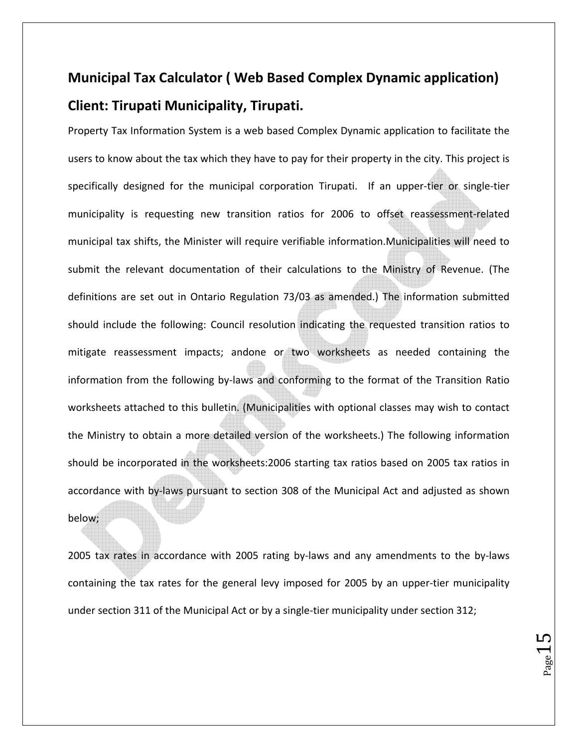## Municipal Tax Calculator ( Web Based Complex Dynamic application)

## Client: Tirupati Municipality, Tirupati.

Property Tax Information System is a web based Complex Dynamic application to facilitate the users to know about the tax which they have to pay for their property in the city. This project is specifically designed for the municipal corporation Tirupati. If an upper-tier or single-tier municipality is requesting new transition ratios for 2006 to offset reassessment-related municipal tax shifts, the Minister will require verifiable information.Municipalities will need to submit the relevant documentation of their calculations to the Ministry of Revenue. (The definitions are set out in Ontario Regulation 73/03 as amended.) The information submitted should include the following: Council resolution indicating the requested transition ratios to mitigate reassessment impacts; andone or two worksheets as needed containing the information from the following by-laws and conforming to the format of the Transition Ratio worksheets attached to this bulletin. (Municipalities with optional classes may wish to contact the Ministry to obtain a more detailed version of the worksheets.) The following information should be incorporated in the worksheets:2006 starting tax ratios based on 2005 tax ratios in accordance with by-laws pursuant to section 308 of the Municipal Act and adjusted as shown below;

2005 tax rates in accordance with 2005 rating by-laws and any amendments to the by-laws containing the tax rates for the general levy imposed for 2005 by an upper-tier municipality under section 311 of the Municipal Act or by a single-tier municipality under section 312;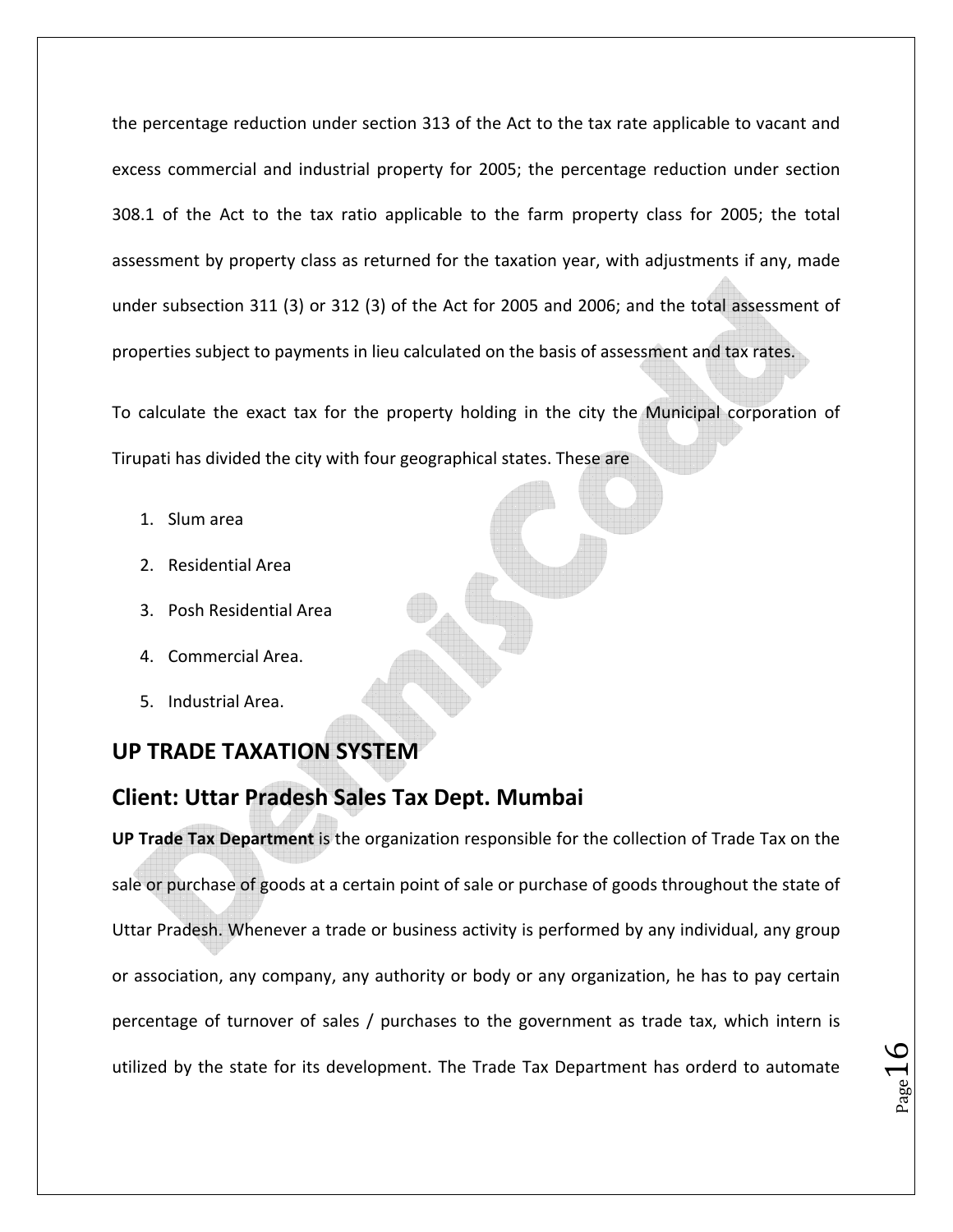the percentage reduction under section 313 of the Act to the tax rate applicable to vacant and excess commercial and industrial property for 2005; the percentage reduction under section 308.1 of the Act to the tax ratio applicable to the farm property class for 2005; the total assessment by property class as returned for the taxation year, with adjustments if any, made under subsection 311 (3) or 312 (3) of the Act for 2005 and 2006; and the total assessment of properties subject to payments in lieu calculated on the basis of assessment and tax rates.

To calculate the exact tax for the property holding in the city the Municipal corporation of Tirupati has divided the city with four geographical states. These are

1. Slum area
2. Residential Area
3. Posh Residential Area
4. Commercial Area.
5. Industrial Area.

## UP TRADE TAXATION SYSTEM

## Client: Uttar Pradesh Sales Tax Dept. Mumbai

**UP Trade Tax Department** is the organization responsible for the collection of Trade Tax on the sale or purchase of goods at a certain point of sale or purchase of goods throughout the state of Uttar Pradesh. Whenever a trade or business activity is performed by any individual, any group or association, any company, any authority or body or any organization, he has to pay certain percentage of turnover of sales / purchases to the government as trade tax, which intern is utilized by the state for its development. The Trade Tax Department has orderd to automate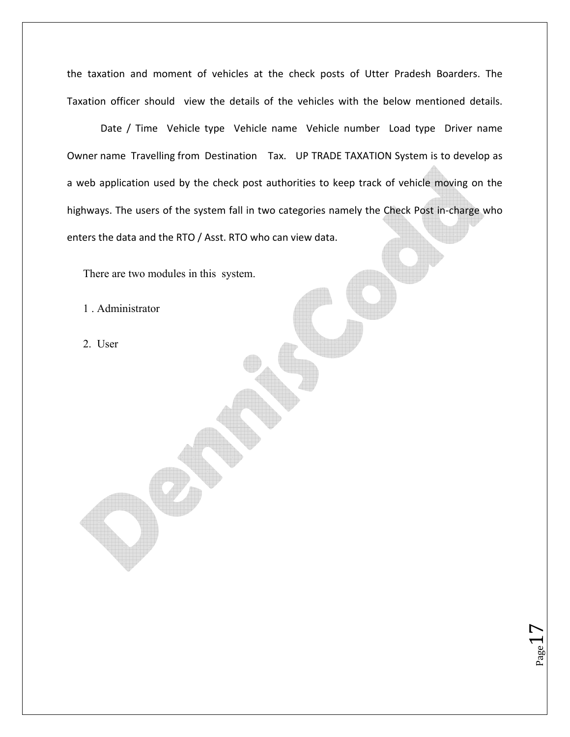the taxation and moment of vehicles at the check posts of Utter Pradesh Boarders. The Taxation officer should view the details of the vehicles with the below mentioned details. Date / Time Vehicle type Vehicle name Vehicle number Load type Driver name Owner name Travelling from Destination Tax. UP TRADE TAXATION System is to develop as a web application used by the check post authorities to keep track of vehicle moving on the highways. The users of the system fall in two categories namely the Check Post in-charge who enters the data and the RTO / Asst. RTO who can view data.

There are two modules in this system.

1 . Administrator

2. User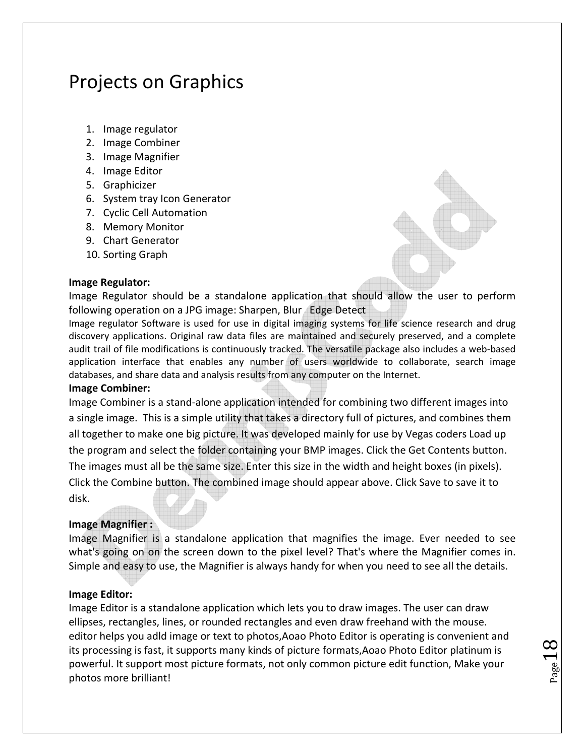# Projects on Graphics

1. Image regulator
2. Image Combiner
3. Image Magnifier
4. Image Editor
5. Graphicizer
6. System tray Icon Generator
7. Cyclic Cell Automation
8. Memory Monitor
9. Chart Generator
10. Sorting Graph

**Image Regulator:**

Image Regulator should be a standalone application that should allow the user to perform following operation on a JPG image: Sharpen, Blur  Edge Detect

Image regulator Software is used for use in digital imaging systems for life science research and drug discovery applications. Original raw data files are maintained and securely preserved, and a complete audit trail of file modifications is continuously tracked. The versatile package also includes a web-based application interface that enables any number of users worldwide to collaborate, search image databases, and share data and analysis results from any computer on the Internet.

**Image Combiner:**

Image Combiner is a stand-alone application intended for combining two different images into a single image.  This is a simple utility that takes a directory full of pictures, and combines them all together to make one big picture. It was developed mainly for use by Vegas coders Load up the program and select the folder containing your BMP images. Click the Get Contents button. The images must all be the same size. Enter this size in the width and height boxes (in pixels). Click the Combine button. The combined image should appear above. Click Save to save it to disk.

**Image Magnifier :**

Image Magnifier is a standalone application that magnifies the image. Ever needed to see what's going on on the screen down to the pixel level? That's where the Magnifier comes in. Simple and easy to use, the Magnifier is always handy for when you need to see all the details.

**Image Editor:**

Image Editor is a standalone application which lets you to draw images. The user can draw ellipses, rectangles, lines, or rounded rectangles and even draw freehand with the mouse. editor helps you adld image or text to photos,Aoao Photo Editor is operating is convenient and its processing is fast, it supports many kinds of picture formats,Aoao Photo Editor platinum is powerful. It support most picture formats, not only common picture edit function, Make your photos more brilliant!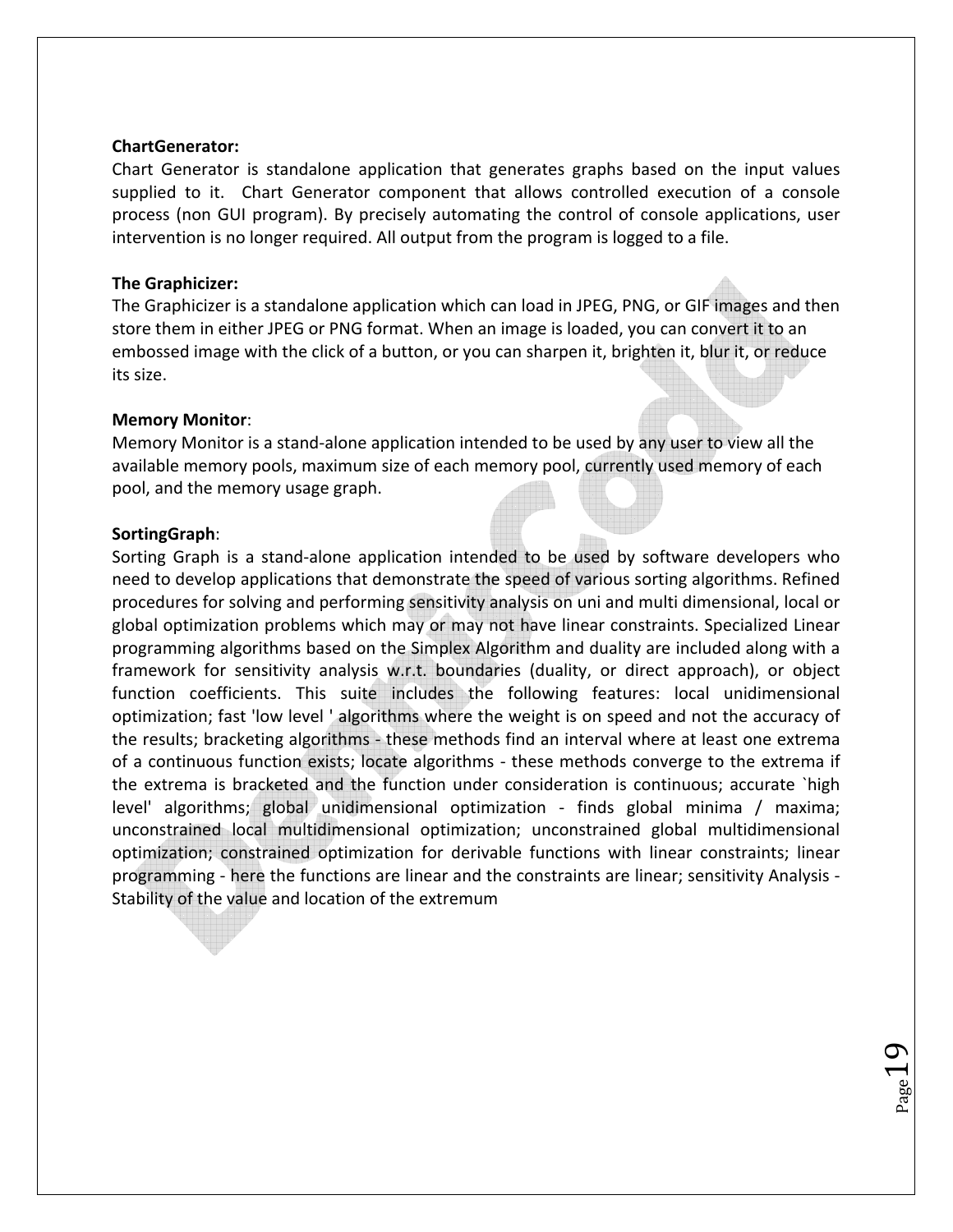**ChartGenerator:**

Chart Generator is standalone application that generates graphs based on the input values supplied to it. Chart Generator component that allows controlled execution of a console process (non GUI program). By precisely automating the control of console applications, user intervention is no longer required. All output from the program is logged to a file.

**The Graphicizer:**

The Graphicizer is a standalone application which can load in JPEG, PNG, or GIF images and then store them in either JPEG or PNG format. When an image is loaded, you can convert it to an embossed image with the click of a button, or you can sharpen it, brighten it, blur it, or reduce its size.

**Memory Monitor**:

Memory Monitor is a stand-alone application intended to be used by any user to view all the available memory pools, maximum size of each memory pool, currently used memory of each pool, and the memory usage graph.

**SortingGraph**:

Sorting Graph is a stand-alone application intended to be used by software developers who need to develop applications that demonstrate the speed of various sorting algorithms. Refined procedures for solving and performing sensitivity analysis on uni and multi dimensional, local or global optimization problems which may or may not have linear constraints. Specialized Linear programming algorithms based on the Simplex Algorithm and duality are included along with a framework for sensitivity analysis w.r.t. boundaries (duality, or direct approach), or object function coefficients. This suite includes the following features: local unidimensional optimization; fast 'low level ' algorithms where the weight is on speed and not the accuracy of the results; bracketing algorithms - these methods find an interval where at least one extrema of a continuous function exists; locate algorithms - these methods converge to the extrema if the extrema is bracketed and the function under consideration is continuous; accurate `high level' algorithms; global unidimensional optimization - finds global minima / maxima; unconstrained local multidimensional optimization; unconstrained global multidimensional optimization; constrained optimization for derivable functions with linear constraints; linear programming - here the functions are linear and the constraints are linear; sensitivity Analysis - Stability of the value and location of the extremum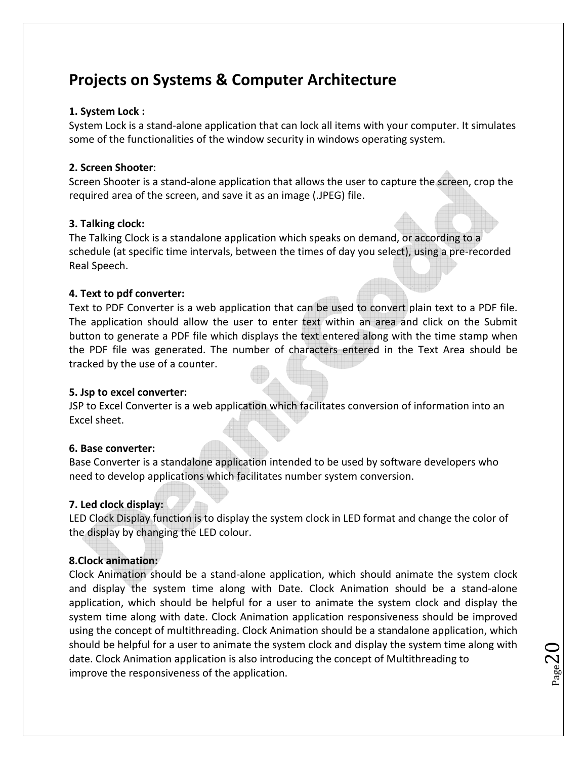# Projects on Systems & Computer Architecture

**1. System Lock :**
System Lock is a stand-alone application that can lock all items with your computer. It simulates some of the functionalities of the window security in windows operating system.

**2. Screen Shooter**:
Screen Shooter is a stand-alone application that allows the user to capture the screen, crop the required area of the screen, and save it as an image (.JPEG) file.

**3. Talking clock:**
The Talking Clock is a standalone application which speaks on demand, or according to a schedule (at specific time intervals, between the times of day you select), using a pre-recorded Real Speech.

**4. Text to pdf converter:**
Text to PDF Converter is a web application that can be used to convert plain text to a PDF file. The application should allow the user to enter text within an area and click on the Submit button to generate a PDF file which displays the text entered along with the time stamp when the PDF file was generated. The number of characters entered in the Text Area should be tracked by the use of a counter.

**5. Jsp to excel converter:**
JSP to Excel Converter is a web application which facilitates conversion of information into an Excel sheet.

**6. Base converter:**
Base Converter is a standalone application intended to be used by software developers who need to develop applications which facilitates number system conversion.

**7. Led clock display:**
LED Clock Display function is to display the system clock in LED format and change the color of the display by changing the LED colour.

**8.Clock animation:**
Clock Animation should be a stand-alone application, which should animate the system clock and display the system time along with Date. Clock Animation should be a stand-alone application, which should be helpful for a user to animate the system clock and display the system time along with date. Clock Animation application responsiveness should be improved using the concept of multithreading. Clock Animation should be a standalone application, which should be helpful for a user to animate the system clock and display the system time along with date. Clock Animation application is also introducing the concept of Multithreading to improve the responsiveness of the application.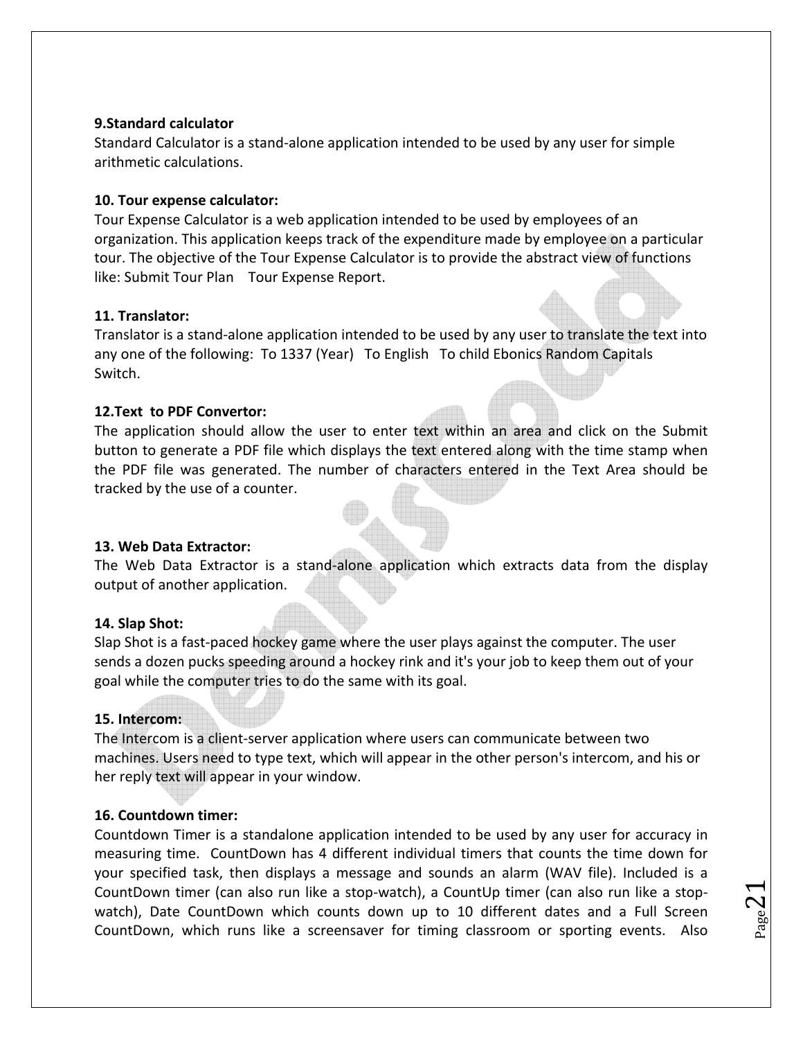**9.Standard calculator**
Standard Calculator is a stand-alone application intended to be used by any user for simple arithmetic calculations.

**10. Tour expense calculator:**
Tour Expense Calculator is a web application intended to be used by employees of an organization. This application keeps track of the expenditure made by employee on a particular tour. The objective of the Tour Expense Calculator is to provide the abstract view of functions like: Submit Tour Plan  Tour Expense Report.

**11. Translator:**
Translator is a stand-alone application intended to be used by any user to translate the text into any one of the following: To 1337 (Year)  To English  To child Ebonics Random Capitals Switch.

**12.Text to PDF Convertor:**
The application should allow the user to enter text within an area and click on the Submit button to generate a PDF file which displays the text entered along with the time stamp when the PDF file was generated. The number of characters entered in the Text Area should be tracked by the use of a counter.

**13. Web Data Extractor:**
The Web Data Extractor is a stand-alone application which extracts data from the display output of another application.

**14. Slap Shot:**
Slap Shot is a fast-paced hockey game where the user plays against the computer. The user sends a dozen pucks speeding around a hockey rink and it's your job to keep them out of your goal while the computer tries to do the same with its goal.

**15. Intercom:**
The Intercom is a client-server application where users can communicate between two machines. Users need to type text, which will appear in the other person's intercom, and his or her reply text will appear in your window.

**16. Countdown timer:**
Countdown Timer is a standalone application intended to be used by any user for accuracy in measuring time. CountDown has 4 different individual timers that counts the time down for your specified task, then displays a message and sounds an alarm (WAV file). Included is a CountDown timer (can also run like a stop-watch), a CountUp timer (can also run like a stop-watch), Date CountDown which counts down up to 10 different dates and a Full Screen CountDown, which runs like a screensaver for timing classroom or sporting events. Also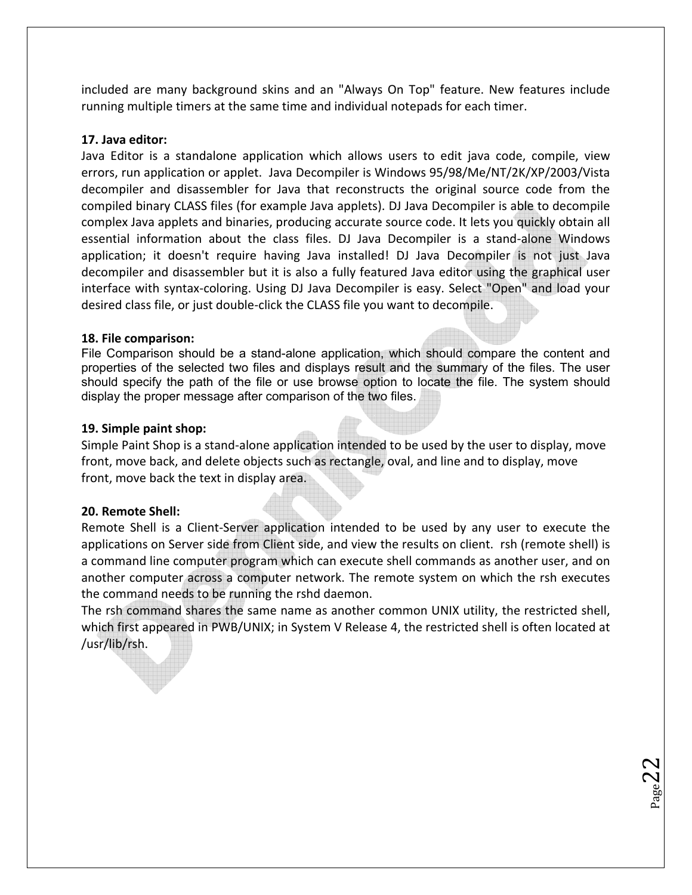included are many background skins and an "Always On Top" feature. New features include running multiple timers at the same time and individual notepads for each timer.

**17. Java editor:**

Java Editor is a standalone application which allows users to edit java code, compile, view errors, run application or applet. Java Decompiler is Windows 95/98/Me/NT/2K/XP/2003/Vista decompiler and disassembler for Java that reconstructs the original source code from the compiled binary CLASS files (for example Java applets). DJ Java Decompiler is able to decompile complex Java applets and binaries, producing accurate source code. It lets you quickly obtain all essential information about the class files. DJ Java Decompiler is a stand-alone Windows application; it doesn't require having Java installed! DJ Java Decompiler is not just Java decompiler and disassembler but it is also a fully featured Java editor using the graphical user interface with syntax-coloring. Using DJ Java Decompiler is easy. Select "Open" and load your desired class file, or just double-click the CLASS file you want to decompile.

**18. File comparison:**

File Comparison should be a stand-alone application, which should compare the content and properties of the selected two files and displays result and the summary of the files. The user should specify the path of the file or use browse option to locate the file. The system should display the proper message after comparison of the two files.

**19. Simple paint shop:**

Simple Paint Shop is a stand-alone application intended to be used by the user to display, move front, move back, and delete objects such as rectangle, oval, and line and to display, move front, move back the text in display area.

**20. Remote Shell:**

Remote Shell is a Client-Server application intended to be used by any user to execute the applications on Server side from Client side, and view the results on client. rsh (remote shell) is a command line computer program which can execute shell commands as another user, and on another computer across a computer network. The remote system on which the rsh executes the command needs to be running the rshd daemon.

The rsh command shares the same name as another common UNIX utility, the restricted shell, which first appeared in PWB/UNIX; in System V Release 4, the restricted shell is often located at /usr/lib/rsh.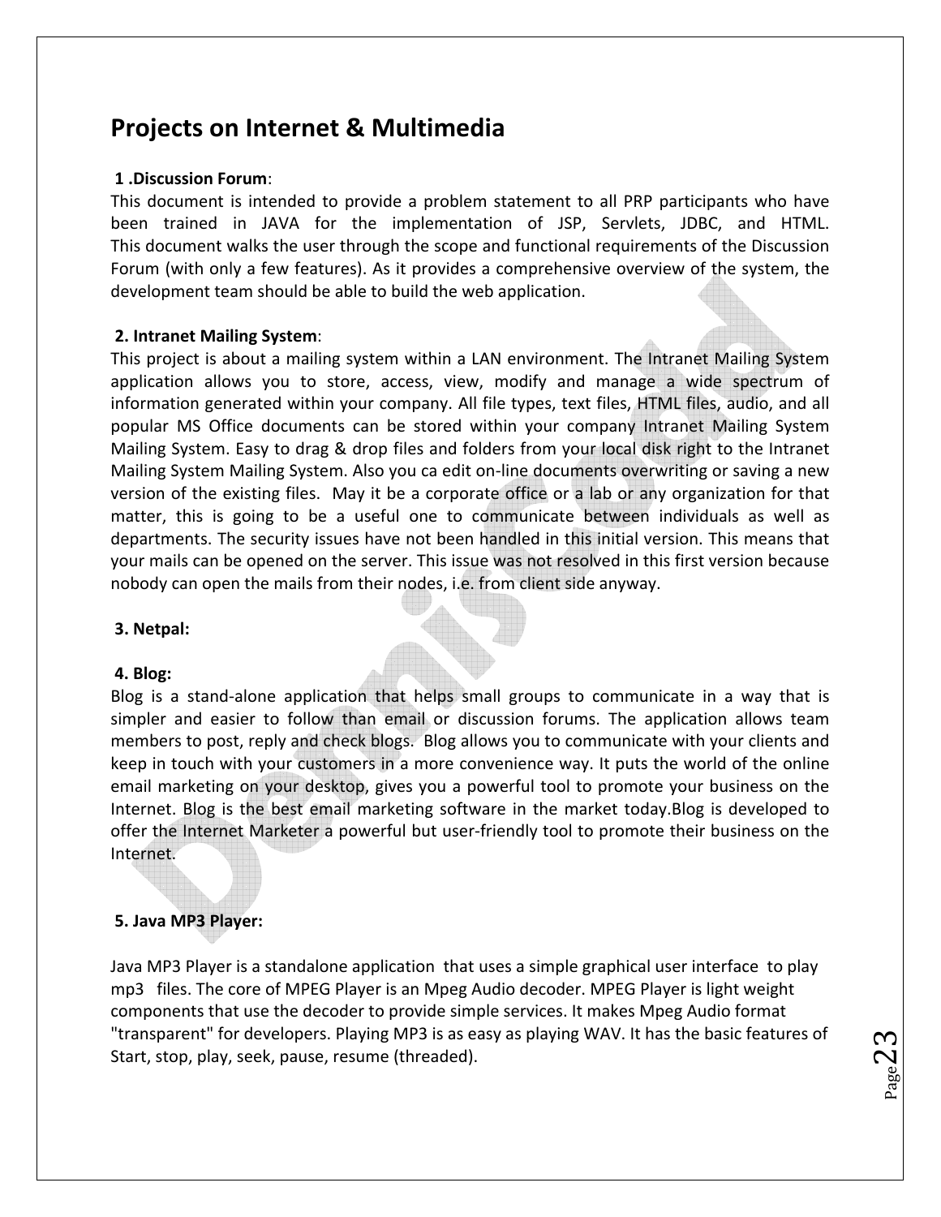# Projects on Internet & Multimedia

**1 .Discussion Forum**:

This document is intended to provide a problem statement to all PRP participants who have been trained in JAVA for the implementation of JSP, Servlets, JDBC, and HTML. This document walks the user through the scope and functional requirements of the Discussion Forum (with only a few features). As it provides a comprehensive overview of the system, the development team should be able to build the web application.

**2. Intranet Mailing System**:

This project is about a mailing system within a LAN environment. The Intranet Mailing System application allows you to store, access, view, modify and manage a wide spectrum of information generated within your company. All file types, text files, HTML files, audio, and all popular MS Office documents can be stored within your company Intranet Mailing System Mailing System. Easy to drag & drop files and folders from your local disk right to the Intranet Mailing System Mailing System. Also you ca edit on-line documents overwriting or saving a new version of the existing files. May it be a corporate office or a lab or any organization for that matter, this is going to be a useful one to communicate between individuals as well as departments. The security issues have not been handled in this initial version. This means that your mails can be opened on the server. This issue was not resolved in this first version because nobody can open the mails from their nodes, i.e. from client side anyway.

**3. Netpal:**

**4. Blog:**

Blog is a stand-alone application that helps small groups to communicate in a way that is simpler and easier to follow than email or discussion forums. The application allows team members to post, reply and check blogs. Blog allows you to communicate with your clients and keep in touch with your customers in a more convenience way. It puts the world of the online email marketing on your desktop, gives you a powerful tool to promote your business on the Internet. Blog is the best email marketing software in the market today.Blog is developed to offer the Internet Marketer a powerful but user-friendly tool to promote their business on the Internet.

**5. Java MP3 Player:**

Java MP3 Player is a standalone application that uses a simple graphical user interface to play mp3 files. The core of MPEG Player is an Mpeg Audio decoder. MPEG Player is light weight components that use the decoder to provide simple services. It makes Mpeg Audio format "transparent" for developers. Playing MP3 is as easy as playing WAV. It has the basic features of Start, stop, play, seek, pause, resume (threaded).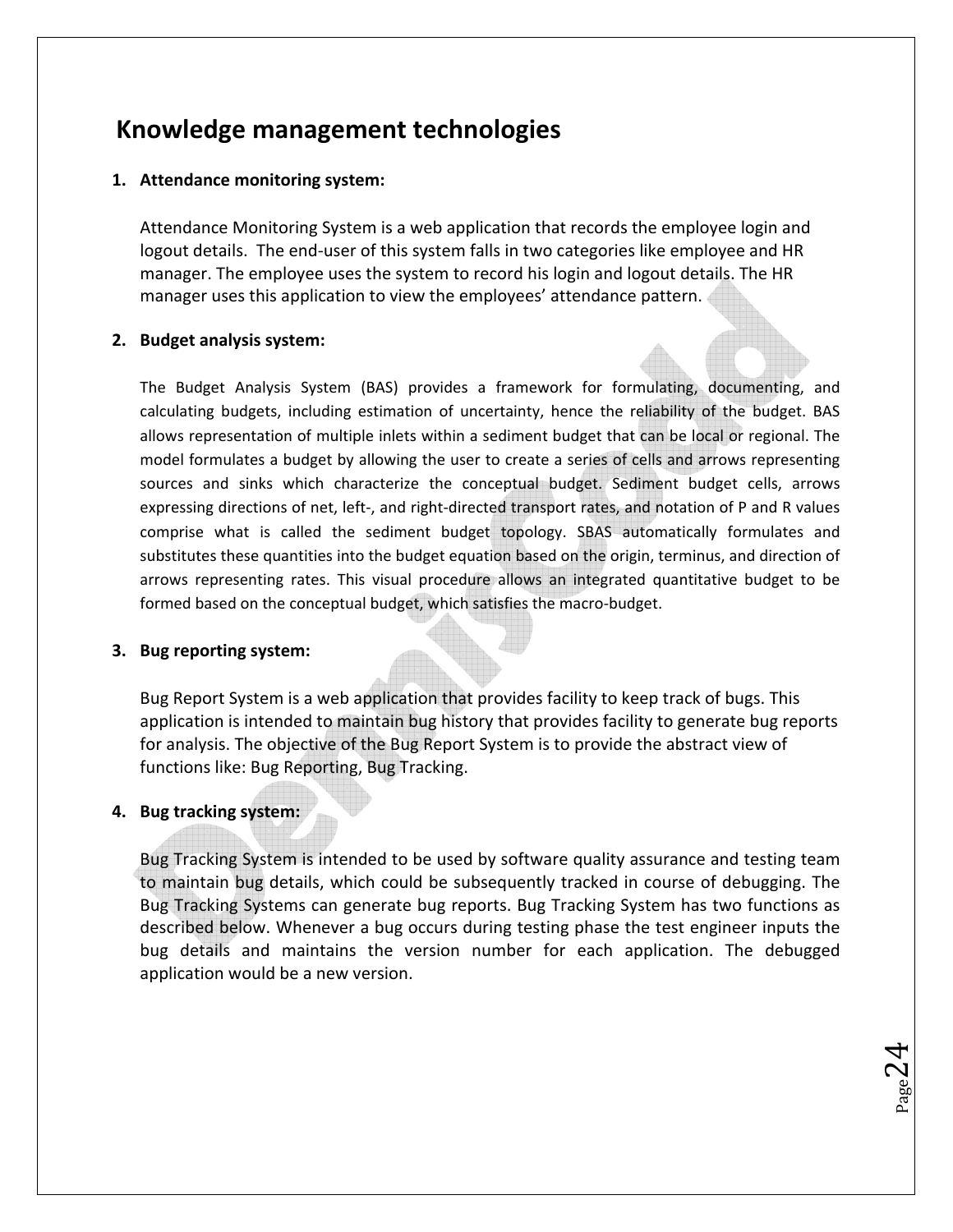# Knowledge management technologies

1. **Attendance monitoring system:**

   Attendance Monitoring System is a web application that records the employee login and logout details. The end-user of this system falls in two categories like employee and HR manager. The employee uses the system to record his login and logout details. The HR manager uses this application to view the employees' attendance pattern.

2. **Budget analysis system:**

   The Budget Analysis System (BAS) provides a framework for formulating, documenting, and calculating budgets, including estimation of uncertainty, hence the reliability of the budget. BAS allows representation of multiple inlets within a sediment budget that can be local or regional. The model formulates a budget by allowing the user to create a series of cells and arrows representing sources and sinks which characterize the conceptual budget. Sediment budget cells, arrows expressing directions of net, left-, and right-directed transport rates, and notation of P and R values comprise what is called the sediment budget topology. SBAS automatically formulates and substitutes these quantities into the budget equation based on the origin, terminus, and direction of arrows representing rates. This visual procedure allows an integrated quantitative budget to be formed based on the conceptual budget, which satisfies the macro-budget.

3. **Bug reporting system:**

   Bug Report System is a web application that provides facility to keep track of bugs. This application is intended to maintain bug history that provides facility to generate bug reports for analysis. The objective of the Bug Report System is to provide the abstract view of functions like: Bug Reporting, Bug Tracking.

4. **Bug tracking system:**

   Bug Tracking System is intended to be used by software quality assurance and testing team to maintain bug details, which could be subsequently tracked in course of debugging. The Bug Tracking Systems can generate bug reports. Bug Tracking System has two functions as described below. Whenever a bug occurs during testing phase the test engineer inputs the bug details and maintains the version number for each application. The debugged application would be a new version.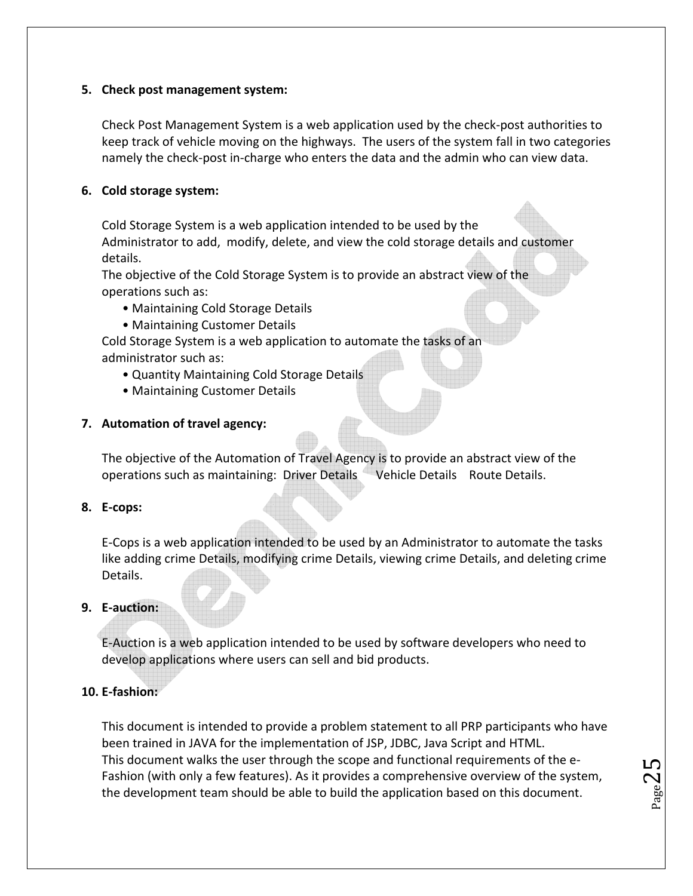5. **Check post management system:**

   Check Post Management System is a web application used by the check-post authorities to keep track of vehicle moving on the highways. The users of the system fall in two categories namely the check-post in-charge who enters the data and the admin who can view data.

6. **Cold storage system:**

   Cold Storage System is a web application intended to be used by the Administrator to add, modify, delete, and view the cold storage details and customer details.
   The objective of the Cold Storage System is to provide an abstract view of the operations such as:
   - Maintaining Cold Storage Details
   - Maintaining Customer Details

   Cold Storage System is a web application to automate the tasks of an administrator such as:
   - Quantity Maintaining Cold Storage Details
   - Maintaining Customer Details

7. **Automation of travel agency:**

   The objective of the Automation of Travel Agency is to provide an abstract view of the operations such as maintaining: Driver Details Vehicle Details Route Details.

8. **E-cops:**

   E-Cops is a web application intended to be used by an Administrator to automate the tasks like adding crime Details, modifying crime Details, viewing crime Details, and deleting crime Details.

9. **E-auction:**

   E-Auction is a web application intended to be used by software developers who need to develop applications where users can sell and bid products.

10. **E-fashion:**

    This document is intended to provide a problem statement to all PRP participants who have been trained in JAVA for the implementation of JSP, JDBC, Java Script and HTML.
    This document walks the user through the scope and functional requirements of the e-Fashion (with only a few features). As it provides a comprehensive overview of the system, the development team should be able to build the application based on this document.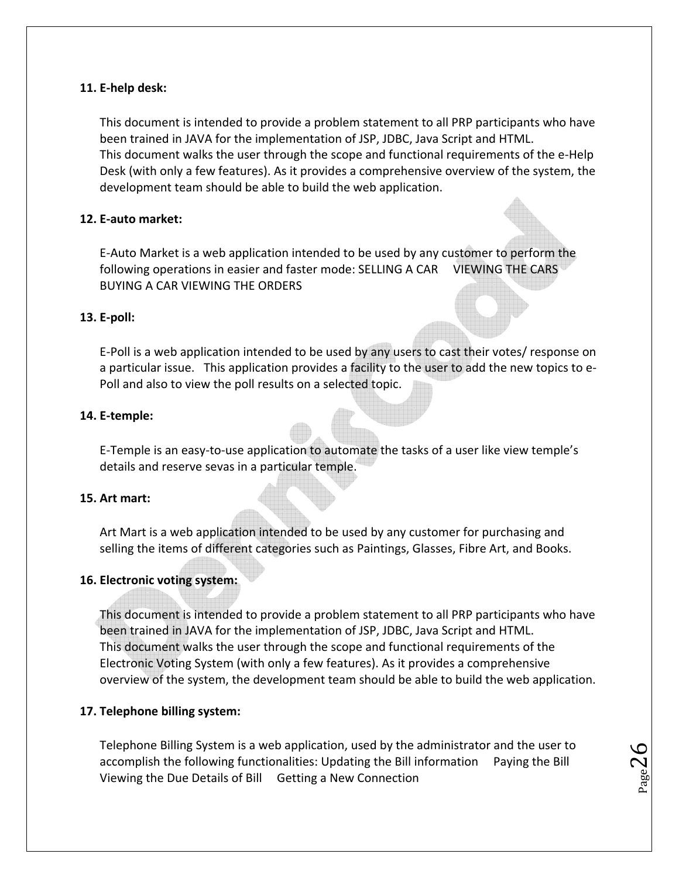**11. E-help desk:**

This document is intended to provide a problem statement to all PRP participants who have been trained in JAVA for the implementation of JSP, JDBC, Java Script and HTML.
This document walks the user through the scope and functional requirements of the e-Help Desk (with only a few features). As it provides a comprehensive overview of the system, the development team should be able to build the web application.

**12. E-auto market:**

E-Auto Market is a web application intended to be used by any customer to perform the following operations in easier and faster mode: SELLING A CAR VIEWING THE CARS BUYING A CAR VIEWING THE ORDERS

**13. E-poll:**

E-Poll is a web application intended to be used by any users to cast their votes/ response on a particular issue. This application provides a facility to the user to add the new topics to e-Poll and also to view the poll results on a selected topic.

**14. E-temple:**

E-Temple is an easy-to-use application to automate the tasks of a user like view temple's details and reserve sevas in a particular temple.

**15. Art mart:**

Art Mart is a web application intended to be used by any customer for purchasing and selling the items of different categories such as Paintings, Glasses, Fibre Art, and Books.

**16. Electronic voting system:**

This document is intended to provide a problem statement to all PRP participants who have been trained in JAVA for the implementation of JSP, JDBC, Java Script and HTML.
This document walks the user through the scope and functional requirements of the Electronic Voting System (with only a few features). As it provides a comprehensive overview of the system, the development team should be able to build the web application.

**17. Telephone billing system:**

Telephone Billing System is a web application, used by the administrator and the user to accomplish the following functionalities: Updating the Bill information Paying the Bill Viewing the Due Details of Bill Getting a New Connection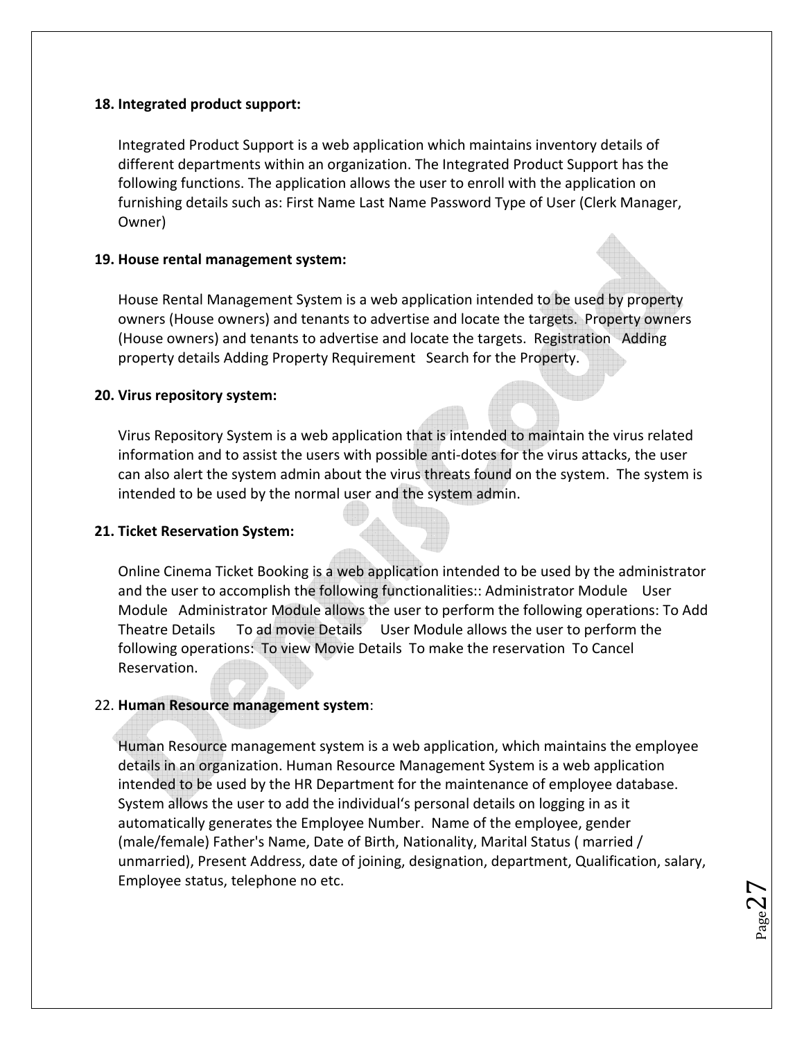**18. Integrated product support:**

Integrated Product Support is a web application which maintains inventory details of different departments within an organization. The Integrated Product Support has the following functions. The application allows the user to enroll with the application on furnishing details such as: First Name Last Name Password Type of User (Clerk Manager, Owner)

**19. House rental management system:**

House Rental Management System is a web application intended to be used by property owners (House owners) and tenants to advertise and locate the targets. Property owners (House owners) and tenants to advertise and locate the targets. Registration Adding property details Adding Property Requirement Search for the Property.

**20. Virus repository system:**

Virus Repository System is a web application that is intended to maintain the virus related information and to assist the users with possible anti-dotes for the virus attacks, the user can also alert the system admin about the virus threats found on the system. The system is intended to be used by the normal user and the system admin.

**21. Ticket Reservation System:**

Online Cinema Ticket Booking is a web application intended to be used by the administrator and the user to accomplish the following functionalities:: Administrator Module User Module Administrator Module allows the user to perform the following operations: To Add Theatre Details To ad movie Details User Module allows the user to perform the following operations: To view Movie Details To make the reservation To Cancel Reservation.

22. **Human Resource management system**:

Human Resource management system is a web application, which maintains the employee details in an organization. Human Resource Management System is a web application intended to be used by the HR Department for the maintenance of employee database. System allows the user to add the individual's personal details on logging in as it automatically generates the Employee Number. Name of the employee, gender (male/female) Father's Name, Date of Birth, Nationality, Marital Status ( married / unmarried), Present Address, date of joining, designation, department, Qualification, salary, Employee status, telephone no etc.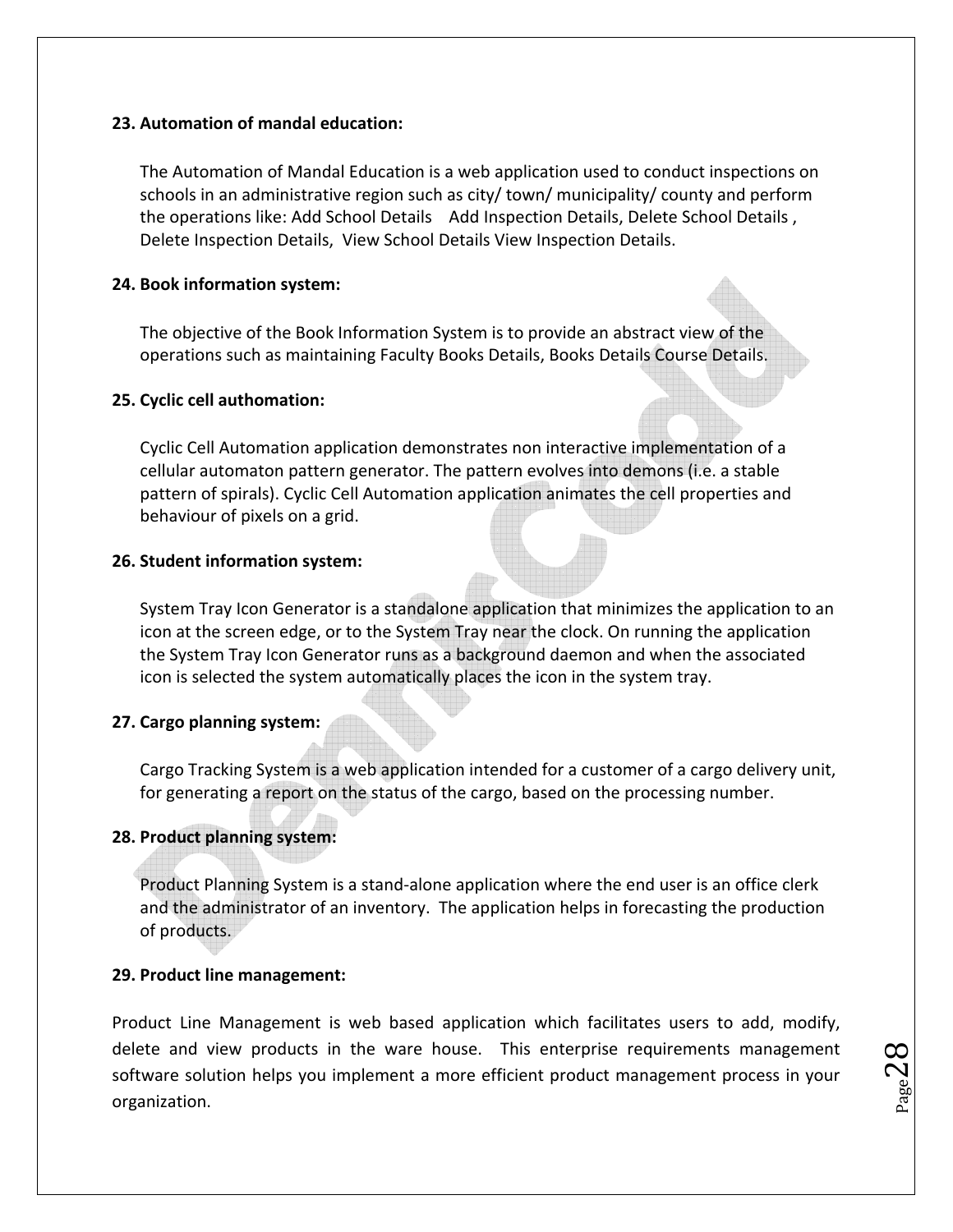**23. Automation of mandal education:**

The Automation of Mandal Education is a web application used to conduct inspections on schools in an administrative region such as city/ town/ municipality/ county and perform the operations like: Add School Details Add Inspection Details, Delete School Details , Delete Inspection Details, View School Details View Inspection Details.

**24. Book information system:**

The objective of the Book Information System is to provide an abstract view of the operations such as maintaining Faculty Books Details, Books Details Course Details.

**25. Cyclic cell authomation:**

Cyclic Cell Automation application demonstrates non interactive implementation of a cellular automaton pattern generator. The pattern evolves into demons (i.e. a stable pattern of spirals). Cyclic Cell Automation application animates the cell properties and behaviour of pixels on a grid.

**26. Student information system:**

System Tray Icon Generator is a standalone application that minimizes the application to an icon at the screen edge, or to the System Tray near the clock. On running the application the System Tray Icon Generator runs as a background daemon and when the associated icon is selected the system automatically places the icon in the system tray.

**27. Cargo planning system:**

Cargo Tracking System is a web application intended for a customer of a cargo delivery unit, for generating a report on the status of the cargo, based on the processing number.

**28. Product planning system:**

Product Planning System is a stand-alone application where the end user is an office clerk and the administrator of an inventory. The application helps in forecasting the production of products.

**29. Product line management:**

Product Line Management is web based application which facilitates users to add, modify, delete and view products in the ware house. This enterprise requirements management software solution helps you implement a more efficient product management process in your organization.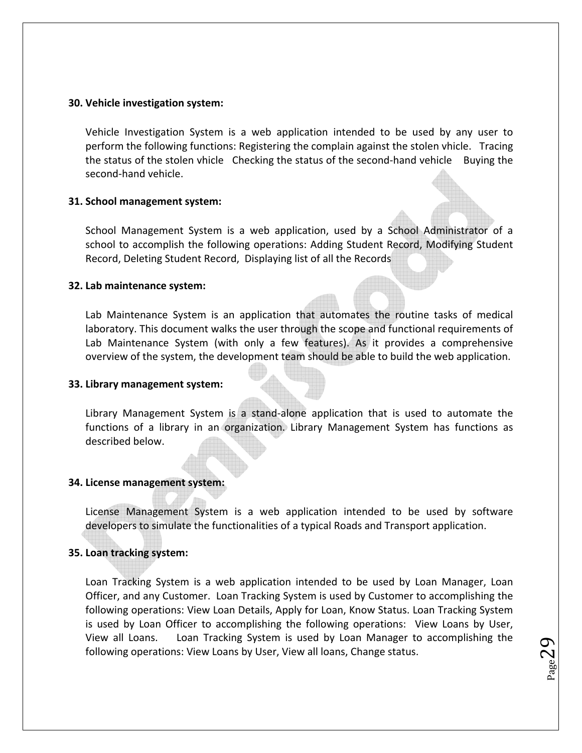**30. Vehicle investigation system:**

Vehicle Investigation System is a web application intended to be used by any user to perform the following functions: Registering the complain against the stolen vhicle. Tracing the status of the stolen vhicle Checking the status of the second-hand vehicle Buying the second-hand vehicle.

**31. School management system:**

School Management System is a web application, used by a School Administrator of a school to accomplish the following operations: Adding Student Record, Modifying Student Record, Deleting Student Record, Displaying list of all the Records

**32. Lab maintenance system:**

Lab Maintenance System is an application that automates the routine tasks of medical laboratory. This document walks the user through the scope and functional requirements of Lab Maintenance System (with only a few features). As it provides a comprehensive overview of the system, the development team should be able to build the web application.

**33. Library management system:**

Library Management System is a stand-alone application that is used to automate the functions of a library in an organization. Library Management System has functions as described below.

**34. License management system:**

License Management System is a web application intended to be used by software developers to simulate the functionalities of a typical Roads and Transport application.

**35. Loan tracking system:**

Loan Tracking System is a web application intended to be used by Loan Manager, Loan Officer, and any Customer. Loan Tracking System is used by Customer to accomplishing the following operations: View Loan Details, Apply for Loan, Know Status. Loan Tracking System is used by Loan Officer to accomplishing the following operations: View Loans by User, View all Loans. Loan Tracking System is used by Loan Manager to accomplishing the following operations: View Loans by User, View all loans, Change status.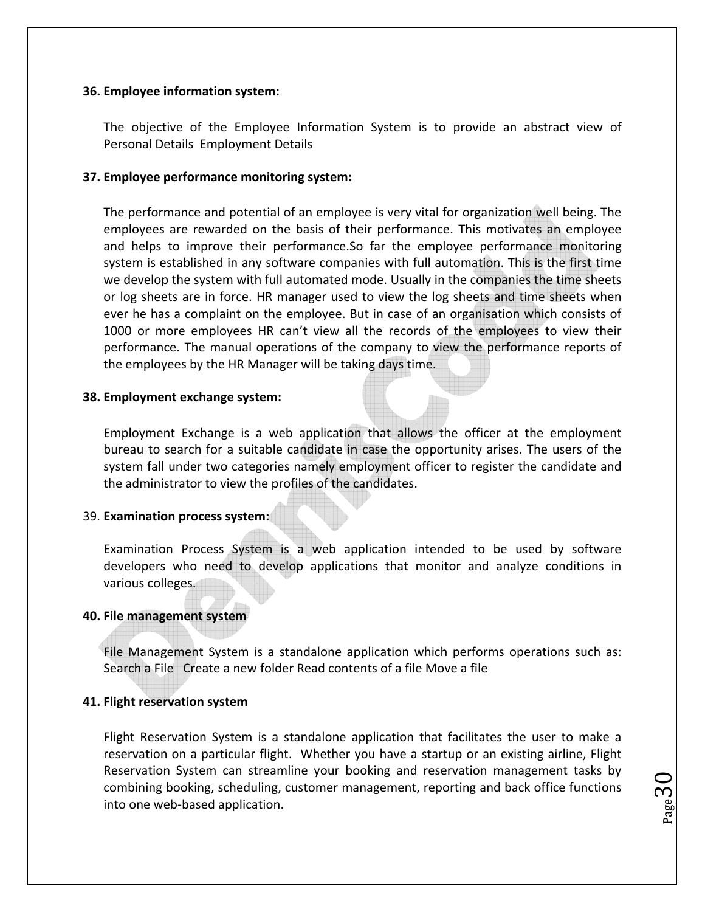**36. Employee information system:**

The objective of the Employee Information System is to provide an abstract view of Personal Details Employment Details

**37. Employee performance monitoring system:**

The performance and potential of an employee is very vital for organization well being. The employees are rewarded on the basis of their performance. This motivates an employee and helps to improve their performance.So far the employee performance monitoring system is established in any software companies with full automation. This is the first time we develop the system with full automated mode. Usually in the companies the time sheets or log sheets are in force. HR manager used to view the log sheets and time sheets when ever he has a complaint on the employee. But in case of an organisation which consists of 1000 or more employees HR can't view all the records of the employees to view their performance. The manual operations of the company to view the performance reports of the employees by the HR Manager will be taking days time.

**38. Employment exchange system:**

Employment Exchange is a web application that allows the officer at the employment bureau to search for a suitable candidate in case the opportunity arises. The users of the system fall under two categories namely employment officer to register the candidate and the administrator to view the profiles of the candidates.

39. **Examination process system:**

Examination Process System is a web application intended to be used by software developers who need to develop applications that monitor and analyze conditions in various colleges.

**40. File management system**

File Management System is a standalone application which performs operations such as: Search a File Create a new folder Read contents of a file Move a file

**41. Flight reservation system**

Flight Reservation System is a standalone application that facilitates the user to make a reservation on a particular flight. Whether you have a startup or an existing airline, Flight Reservation System can streamline your booking and reservation management tasks by combining booking, scheduling, customer management, reporting and back office functions into one web-based application.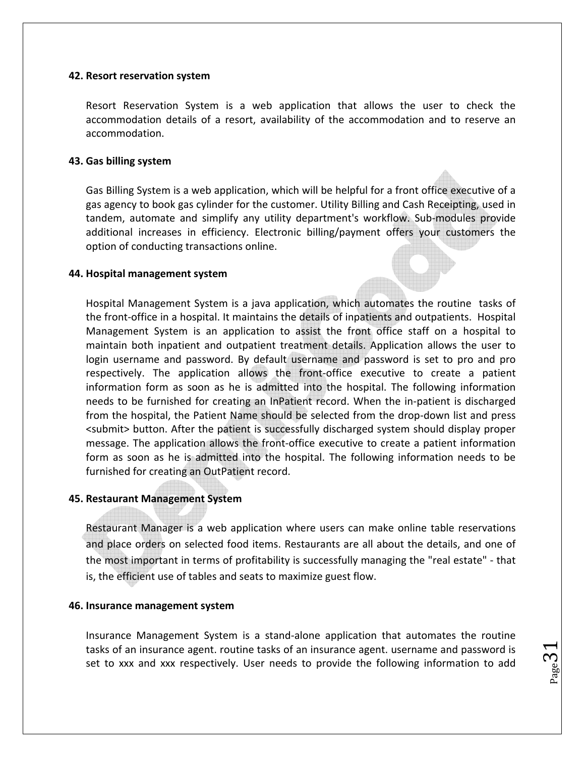### 42. Resort reservation system

Resort Reservation System is a web application that allows the user to check the accommodation details of a resort, availability of the accommodation and to reserve an accommodation.

### 43. Gas billing system

Gas Billing System is a web application, which will be helpful for a front office executive of a gas agency to book gas cylinder for the customer. Utility Billing and Cash Receipting, used in tandem, automate and simplify any utility department's workflow. Sub-modules provide additional increases in efficiency. Electronic billing/payment offers your customers the option of conducting transactions online.

### 44. Hospital management system

Hospital Management System is a java application, which automates the routine tasks of the front-office in a hospital. It maintains the details of inpatients and outpatients. Hospital Management System is an application to assist the front office staff on a hospital to maintain both inpatient and outpatient treatment details. Application allows the user to login username and password. By default username and password is set to pro and pro respectively. The application allows the front-office executive to create a patient information form as soon as he is admitted into the hospital. The following information needs to be furnished for creating an InPatient record. When the in-patient is discharged from the hospital, the Patient Name should be selected from the drop-down list and press <submit> button. After the patient is successfully discharged system should display proper message. The application allows the front-office executive to create a patient information form as soon as he is admitted into the hospital. The following information needs to be furnished for creating an OutPatient record.

### 45. Restaurant Management System

Restaurant Manager is a web application where users can make online table reservations and place orders on selected food items. Restaurants are all about the details, and one of the most important in terms of profitability is successfully managing the "real estate" - that is, the efficient use of tables and seats to maximize guest flow.

### 46. Insurance management system

Insurance Management System is a stand-alone application that automates the routine tasks of an insurance agent. routine tasks of an insurance agent. username and password is set to xxx and xxx respectively. User needs to provide the following information to add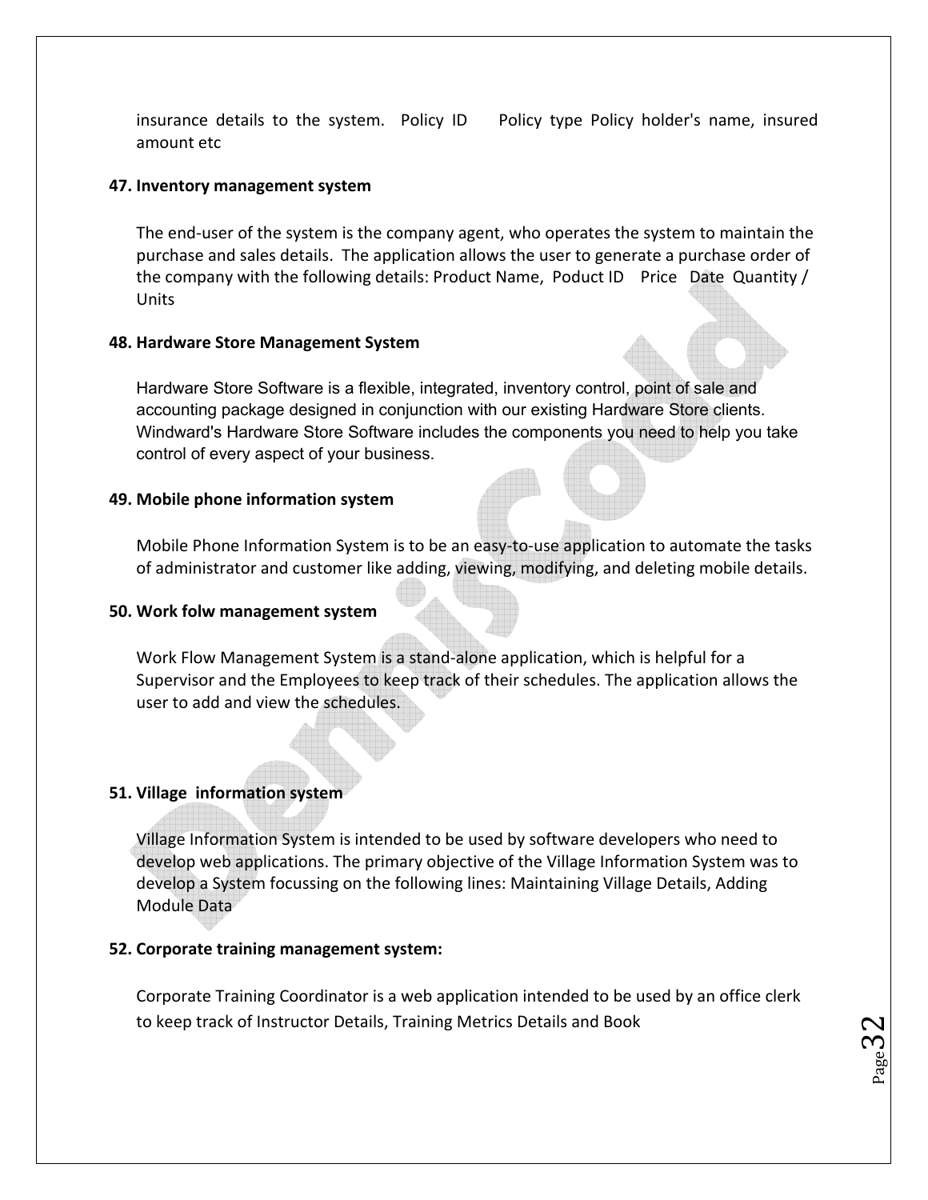insurance details to the system. Policy ID Policy type Policy holder's name, insured amount etc

**47. Inventory management system**

The end-user of the system is the company agent, who operates the system to maintain the purchase and sales details. The application allows the user to generate a purchase order of the company with the following details: Product Name, Poduct ID Price Date Quantity / Units

**48. Hardware Store Management System**

Hardware Store Software is a flexible, integrated, inventory control, point of sale and accounting package designed in conjunction with our existing Hardware Store clients. Windward's Hardware Store Software includes the components you need to help you take control of every aspect of your business.

**49. Mobile phone information system**

Mobile Phone Information System is to be an easy-to-use application to automate the tasks of administrator and customer like adding, viewing, modifying, and deleting mobile details.

**50. Work folw management system**

Work Flow Management System is a stand-alone application, which is helpful for a Supervisor and the Employees to keep track of their schedules. The application allows the user to add and view the schedules.

**51. Village information system**

Village Information System is intended to be used by software developers who need to develop web applications. The primary objective of the Village Information System was to develop a System focussing on the following lines: Maintaining Village Details, Adding Module Data

**52. Corporate training management system:**

Corporate Training Coordinator is a web application intended to be used by an office clerk to keep track of Instructor Details, Training Metrics Details and Book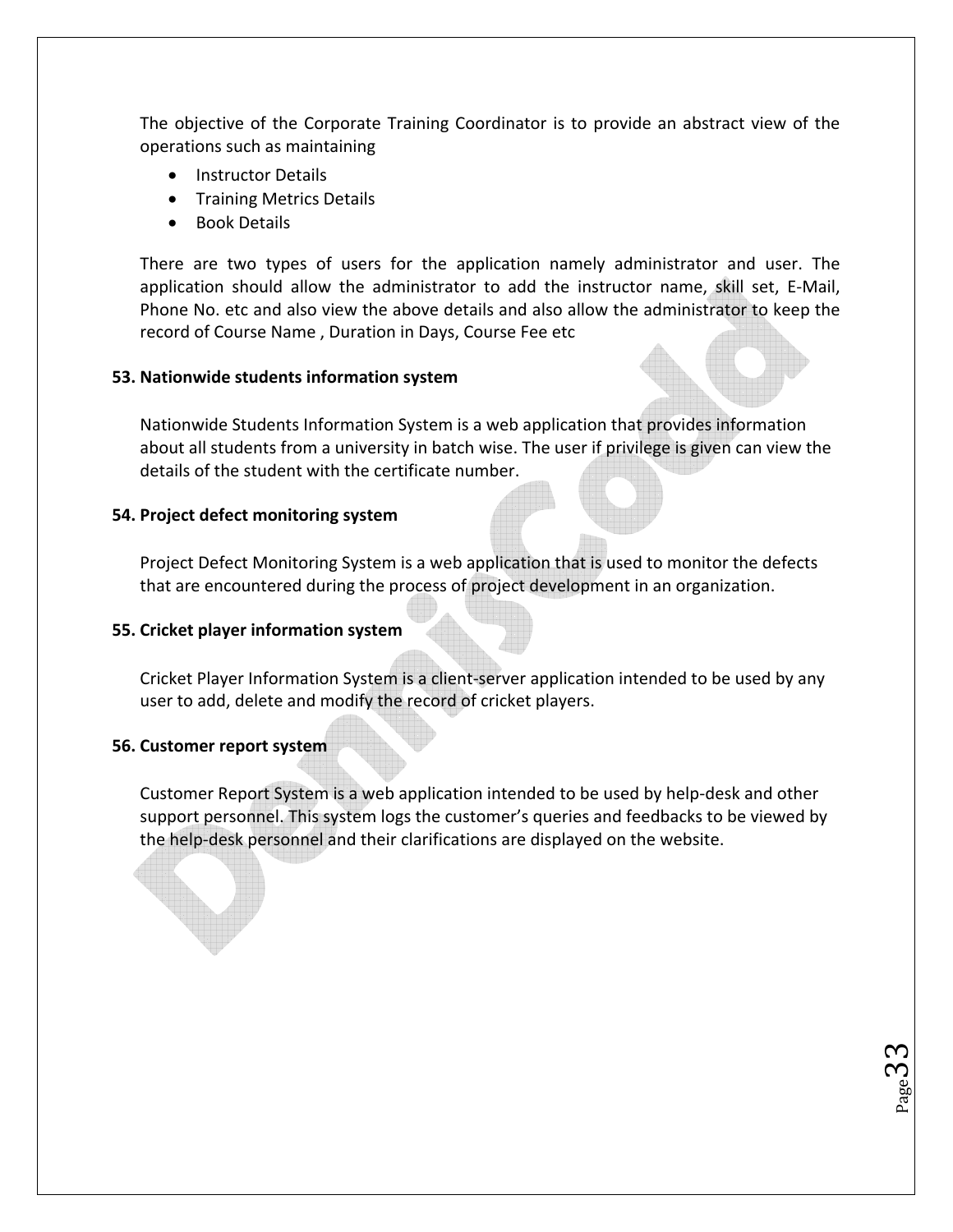The objective of the Corporate Training Coordinator is to provide an abstract view of the operations such as maintaining

- Instructor Details
- Training Metrics Details
- Book Details

There are two types of users for the application namely administrator and user. The application should allow the administrator to add the instructor name, skill set, E-Mail, Phone No. etc and also view the above details and also allow the administrator to keep the record of Course Name , Duration in Days, Course Fee etc

**53. Nationwide students information system**

Nationwide Students Information System is a web application that provides information about all students from a university in batch wise. The user if privilege is given can view the details of the student with the certificate number.

**54. Project defect monitoring system**

Project Defect Monitoring System is a web application that is used to monitor the defects that are encountered during the process of project development in an organization.

**55. Cricket player information system**

Cricket Player Information System is a client-server application intended to be used by any user to add, delete and modify the record of cricket players.

**56. Customer report system**

Customer Report System is a web application intended to be used by help-desk and other support personnel. This system logs the customer's queries and feedbacks to be viewed by the help-desk personnel and their clarifications are displayed on the website.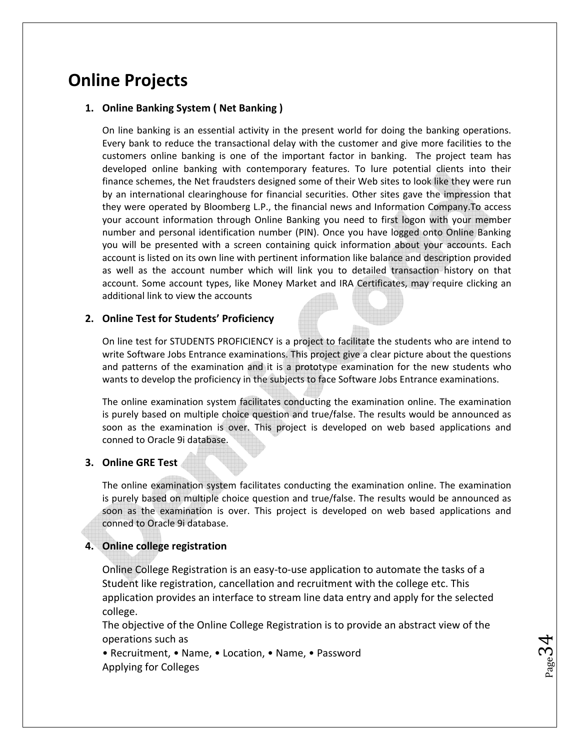# Online Projects

1. **Online Banking System ( Net Banking )**

   On line banking is an essential activity in the present world for doing the banking operations. Every bank to reduce the transactional delay with the customer and give more facilities to the customers online banking is one of the important factor in banking. The project team has developed online banking with contemporary features. To lure potential clients into their finance schemes, the Net fraudsters designed some of their Web sites to look like they were run by an international clearinghouse for financial securities. Other sites gave the impression that they were operated by Bloomberg L.P., the financial news and Information Company.To access your account information through Online Banking you need to first logon with your member number and personal identification number (PIN). Once you have logged onto Online Banking you will be presented with a screen containing quick information about your accounts. Each account is listed on its own line with pertinent information like balance and description provided as well as the account number which will link you to detailed transaction history on that account. Some account types, like Money Market and IRA Certificates, may require clicking an additional link to view the accounts

2. **Online Test for Students' Proficiency**

   On line test for STUDENTS PROFICIENCY is a project to facilitate the students who are intend to write Software Jobs Entrance examinations. This project give a clear picture about the questions and patterns of the examination and it is a prototype examination for the new students who wants to develop the proficiency in the subjects to face Software Jobs Entrance examinations.

   The online examination system facilitates conducting the examination online. The examination is purely based on multiple choice question and true/false. The results would be announced as soon as the examination is over. This project is developed on web based applications and conned to Oracle 9i database.

3. **Online GRE Test**

   The online examination system facilitates conducting the examination online. The examination is purely based on multiple choice question and true/false. The results would be announced as soon as the examination is over. This project is developed on web based applications and conned to Oracle 9i database.

4. **Online college registration**

   Online College Registration is an easy-to-use application to automate the tasks of a Student like registration, cancellation and recruitment with the college etc. This application provides an interface to stream line data entry and apply for the selected college.
   The objective of the Online College Registration is to provide an abstract view of the operations such as
   • Recruitment, • Name, • Location, • Name, • Password
   Applying for Colleges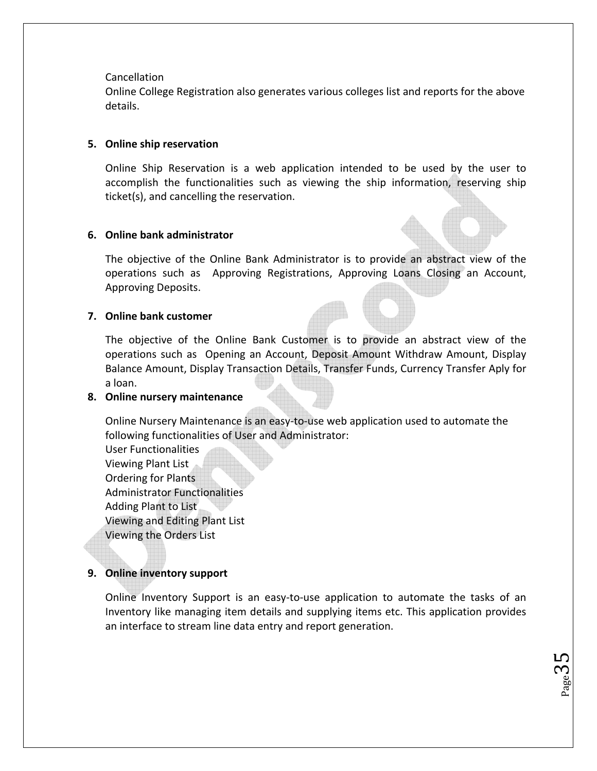Cancellation
Online College Registration also generates various colleges list and reports for the above details.

5. **Online ship reservation**

   Online Ship Reservation is a web application intended to be used by the user to accomplish the functionalities such as viewing the ship information, reserving ship ticket(s), and cancelling the reservation.

6. **Online bank administrator**

   The objective of the Online Bank Administrator is to provide an abstract view of the operations such as Approving Registrations, Approving Loans Closing an Account, Approving Deposits.

7. **Online bank customer**

   The objective of the Online Bank Customer is to provide an abstract view of the operations such as Opening an Account, Deposit Amount Withdraw Amount, Display Balance Amount, Display Transaction Details, Transfer Funds, Currency Transfer Aply for a loan.

8. **Online nursery maintenance**

   Online Nursery Maintenance is an easy-to-use web application used to automate the following functionalities of User and Administrator:
   User Functionalities
   Viewing Plant List
   Ordering for Plants
   Administrator Functionalities
   Adding Plant to List
   Viewing and Editing Plant List
   Viewing the Orders List

9. **Online inventory support**

   Online Inventory Support is an easy-to-use application to automate the tasks of an Inventory like managing item details and supplying items etc. This application provides an interface to stream line data entry and report generation.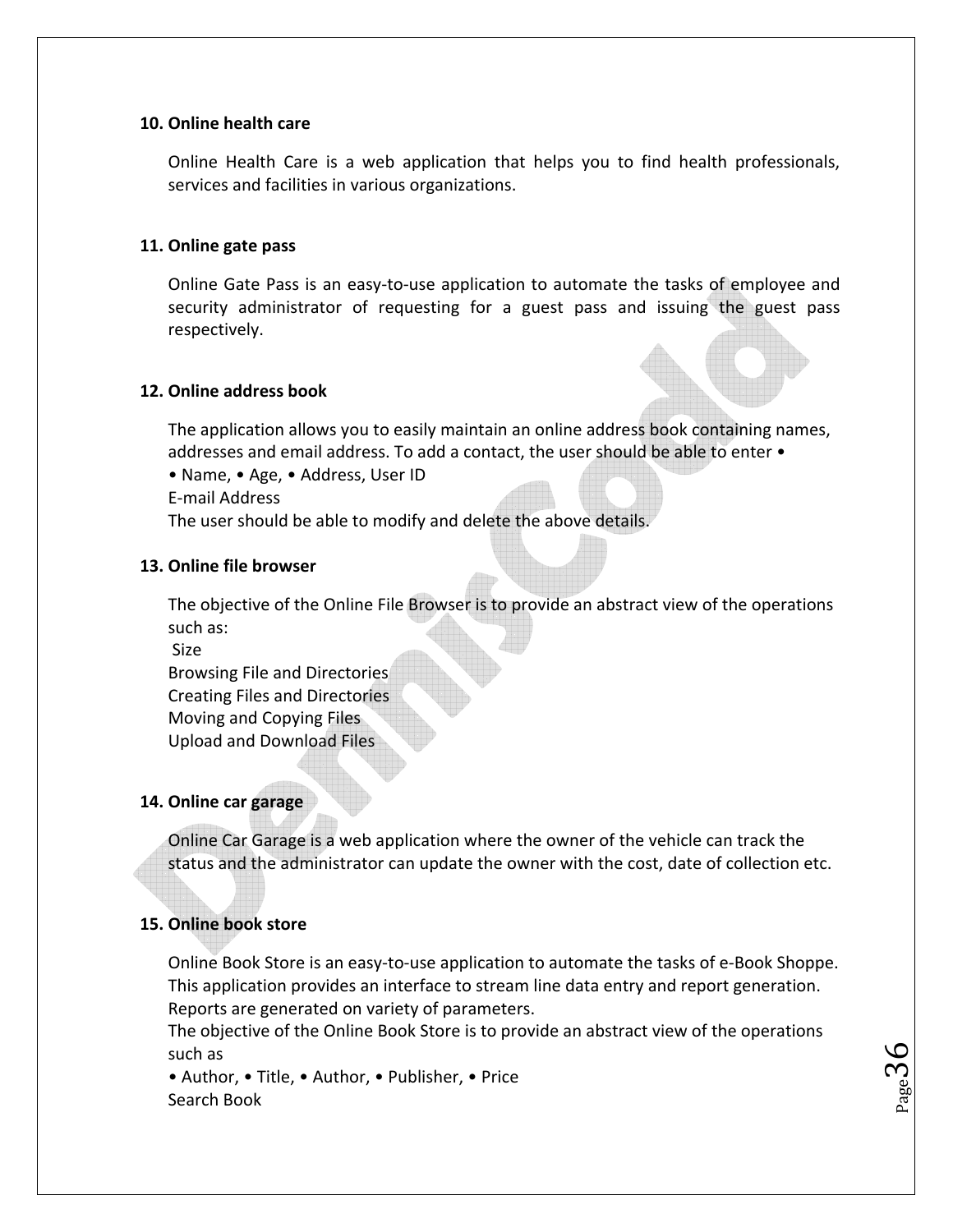**10. Online health care**

Online Health Care is a web application that helps you to find health professionals, services and facilities in various organizations.

**11. Online gate pass**

Online Gate Pass is an easy-to-use application to automate the tasks of employee and security administrator of requesting for a guest pass and issuing the guest pass respectively.

**12. Online address book**

The application allows you to easily maintain an online address book containing names, addresses and email address. To add a contact, the user should be able to enter •
• Name, • Age, • Address, User ID
E-mail Address
The user should be able to modify and delete the above details.

**13. Online file browser**

The objective of the Online File Browser is to provide an abstract view of the operations such as:
Size
Browsing File and Directories
Creating Files and Directories
Moving and Copying Files
Upload and Download Files

**14. Online car garage**

Online Car Garage is a web application where the owner of the vehicle can track the status and the administrator can update the owner with the cost, date of collection etc.

**15. Online book store**

Online Book Store is an easy-to-use application to automate the tasks of e-Book Shoppe. This application provides an interface to stream line data entry and report generation. Reports are generated on variety of parameters.
The objective of the Online Book Store is to provide an abstract view of the operations such as
• Author, • Title, • Author, • Publisher, • Price
Search Book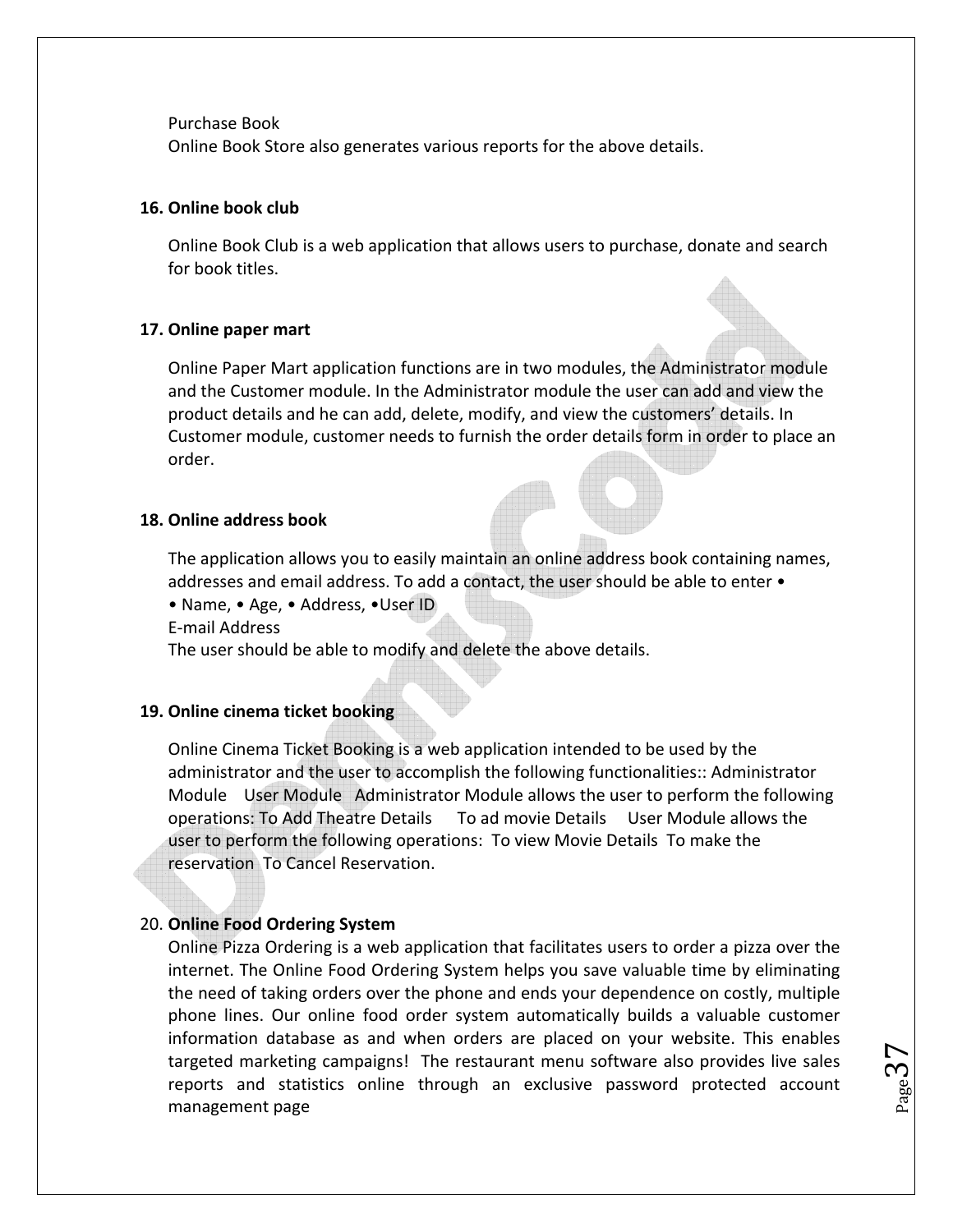Purchase Book
Online Book Store also generates various reports for the above details.

**16. Online book club**

Online Book Club is a web application that allows users to purchase, donate and search for book titles.

**17. Online paper mart**

Online Paper Mart application functions are in two modules, the Administrator module and the Customer module. In the Administrator module the user can add and view the product details and he can add, delete, modify, and view the customers' details. In Customer module, customer needs to furnish the order details form in order to place an order.

**18. Online address book**

The application allows you to easily maintain an online address book containing names, addresses and email address. To add a contact, the user should be able to enter •
• Name, • Age, • Address, •User ID
E-mail Address
The user should be able to modify and delete the above details.

**19. Online cinema ticket booking**

Online Cinema Ticket Booking is a web application intended to be used by the administrator and the user to accomplish the following functionalities:: Administrator Module User Module Administrator Module allows the user to perform the following operations: To Add Theatre Details To ad movie Details User Module allows the user to perform the following operations: To view Movie Details To make the reservation To Cancel Reservation.

20. **Online Food Ordering System**
Online Pizza Ordering is a web application that facilitates users to order a pizza over the internet. The Online Food Ordering System helps you save valuable time by eliminating the need of taking orders over the phone and ends your dependence on costly, multiple phone lines. Our online food order system automatically builds a valuable customer information database as and when orders are placed on your website. This enables targeted marketing campaigns! The restaurant menu software also provides live sales reports and statistics online through an exclusive password protected account management page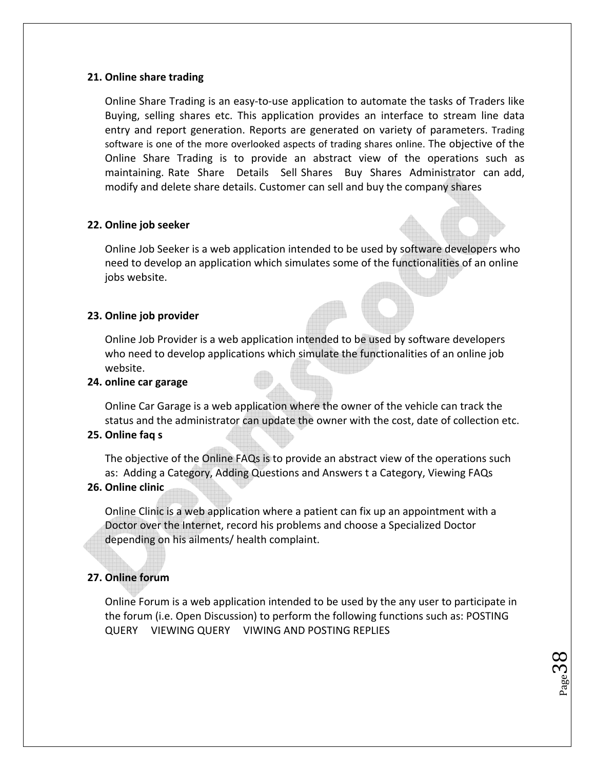**21. Online share trading**

Online Share Trading is an easy-to-use application to automate the tasks of Traders like Buying, selling shares etc. This application provides an interface to stream line data entry and report generation. Reports are generated on variety of parameters. Trading software is one of the more overlooked aspects of trading shares online. The objective of the Online Share Trading is to provide an abstract view of the operations such as maintaining. Rate Share Details Sell Shares Buy Shares Administrator can add, modify and delete share details. Customer can sell and buy the company shares

**22. Online job seeker**

Online Job Seeker is a web application intended to be used by software developers who need to develop an application which simulates some of the functionalities of an online jobs website.

**23. Online job provider**

Online Job Provider is a web application intended to be used by software developers who need to develop applications which simulate the functionalities of an online job website.

**24. online car garage**

Online Car Garage is a web application where the owner of the vehicle can track the status and the administrator can update the owner with the cost, date of collection etc.

**25. Online faq s**

The objective of the Online FAQs is to provide an abstract view of the operations such as: Adding a Category, Adding Questions and Answers t a Category, Viewing FAQs

**26. Online clinic**

Online Clinic is a web application where a patient can fix up an appointment with a Doctor over the Internet, record his problems and choose a Specialized Doctor depending on his ailments/ health complaint.

**27. Online forum**

Online Forum is a web application intended to be used by the any user to participate in the forum (i.e. Open Discussion) to perform the following functions such as: POSTING QUERY VIEWING QUERY VIWING AND POSTING REPLIES